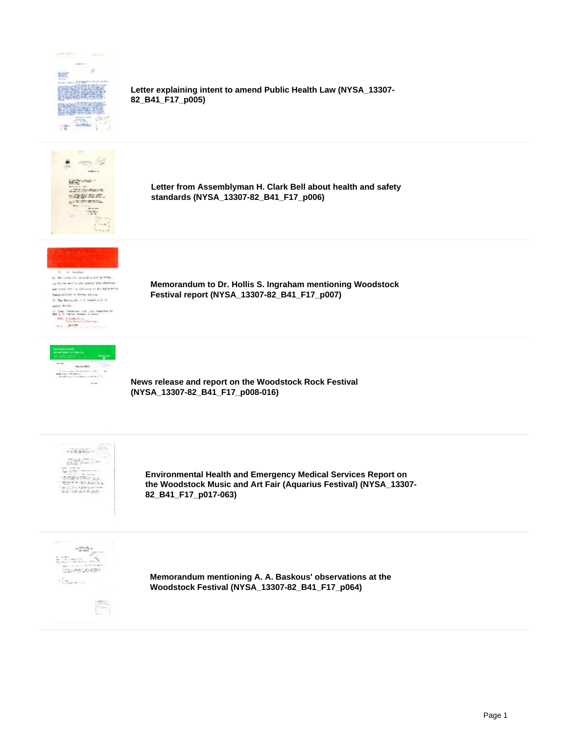**Letter explaining intent to amend Public Health Law (NYSA_13307-82_B41_F17_p005)**

---

**Letter from Assemblyman H. Clark Bell about health and safety standards (NYSA_13307-82_B41_F17_p006)**

---

**Memorandum to Dr. Hollis S. Ingraham mentioning Woodstock Festival report (NYSA_13307-82_B41_F17_p007)**

---

**News release and report on the Woodstock Rock Festival (NYSA_13307-82_B41_F17_p008-016)**

---

**Environmental Health and Emergency Medical Services Report on the Woodstock Music and Art Fair (Aquarius Festival) (NYSA_13307-82_B41_F17_p017-063)**

---

**Memorandum mentioning A. A. Baskous' observations at the Woodstock Festival (NYSA_13307-82_B41_F17_p064)**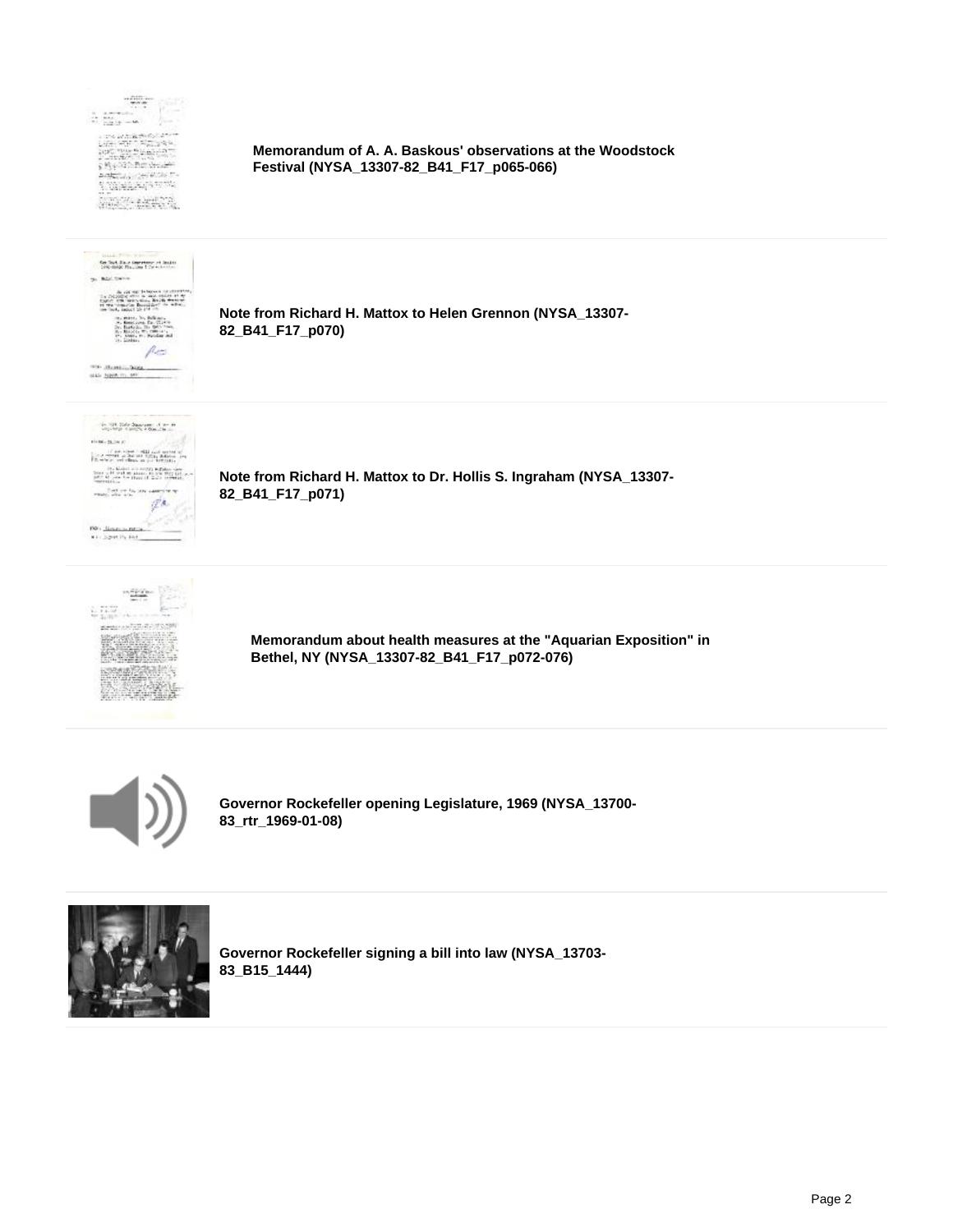**Memorandum of A. A. Baskous' observations at the Woodstock Festival (NYSA_13307-82_B41_F17_p065-066)**

**Note from Richard H. Mattox to Helen Grennon (NYSA_13307-82_B41_F17_p070)**

**Note from Richard H. Mattox to Dr. Hollis S. Ingraham (NYSA_13307-82_B41_F17_p071)**

**Memorandum about health measures at the "Aquarian Exposition" in Bethel, NY (NYSA_13307-82_B41_F17_p072-076)**

**Governor Rockefeller opening Legislature, 1969 (NYSA_13700-83_rtr_1969-01-08)**

**Governor Rockefeller signing a bill into law (NYSA_13703-83_B15_1444)**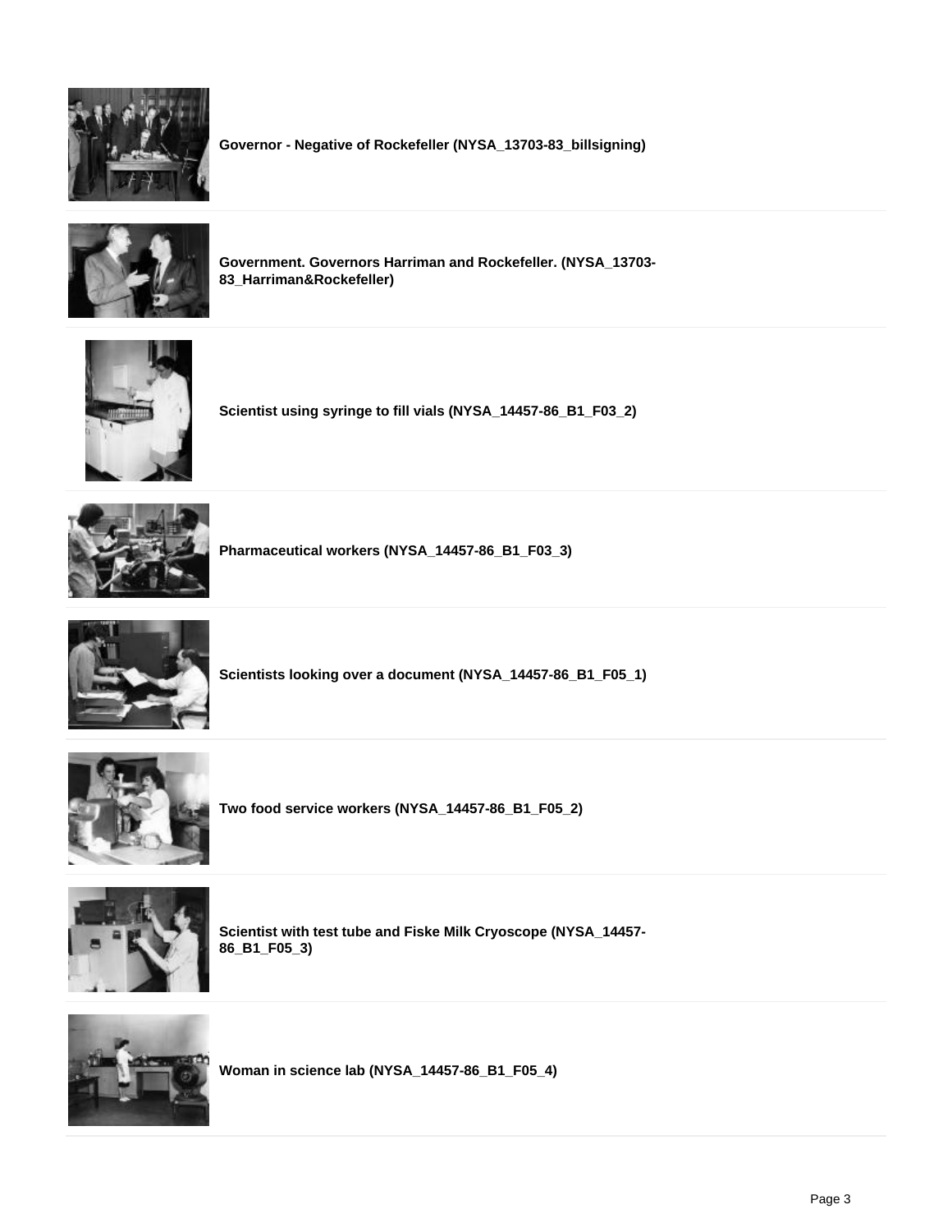**Governor - Negative of Rockefeller (NYSA_13703-83_billsigning)**

**Government. Governors Harriman and Rockefeller. (NYSA_13703-83_Harriman&Rockefeller)**

**Scientist using syringe to fill vials (NYSA_14457-86_B1_F03_2)**

**Pharmaceutical workers (NYSA_14457-86_B1_F03_3)**

**Scientists looking over a document (NYSA_14457-86_B1_F05_1)**

**Two food service workers (NYSA_14457-86_B1_F05_2)**

**Scientist with test tube and Fiske Milk Cryoscope (NYSA_14457-86_B1_F05_3)**

**Woman in science lab (NYSA_14457-86_B1_F05_4)**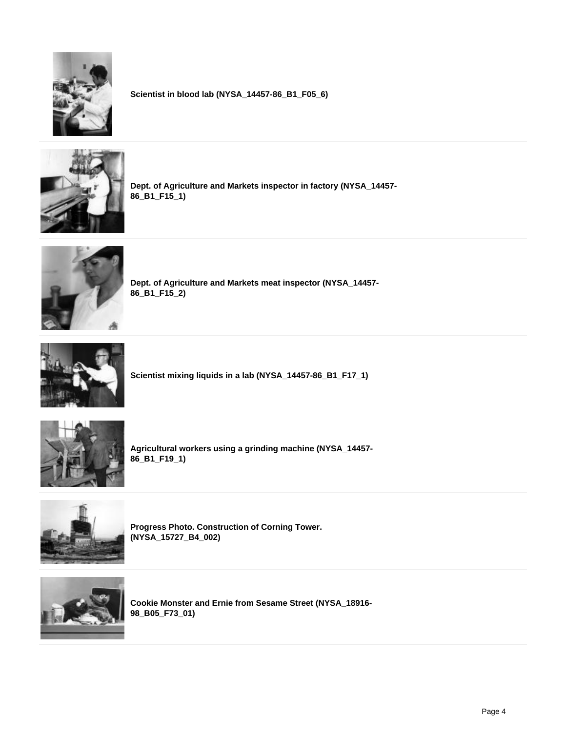**Scientist in blood lab (NYSA_14457-86_B1_F05_6)**

**Dept. of Agriculture and Markets inspector in factory (NYSA_14457-86_B1_F15_1)**

**Dept. of Agriculture and Markets meat inspector (NYSA_14457-86_B1_F15_2)**

**Scientist mixing liquids in a lab (NYSA_14457-86_B1_F17_1)**

**Agricultural workers using a grinding machine (NYSA_14457-86_B1_F19_1)**

**Progress Photo. Construction of Corning Tower. (NYSA_15727_B4_002)**

**Cookie Monster and Ernie from Sesame Street (NYSA_18916-98_B05_F73_01)**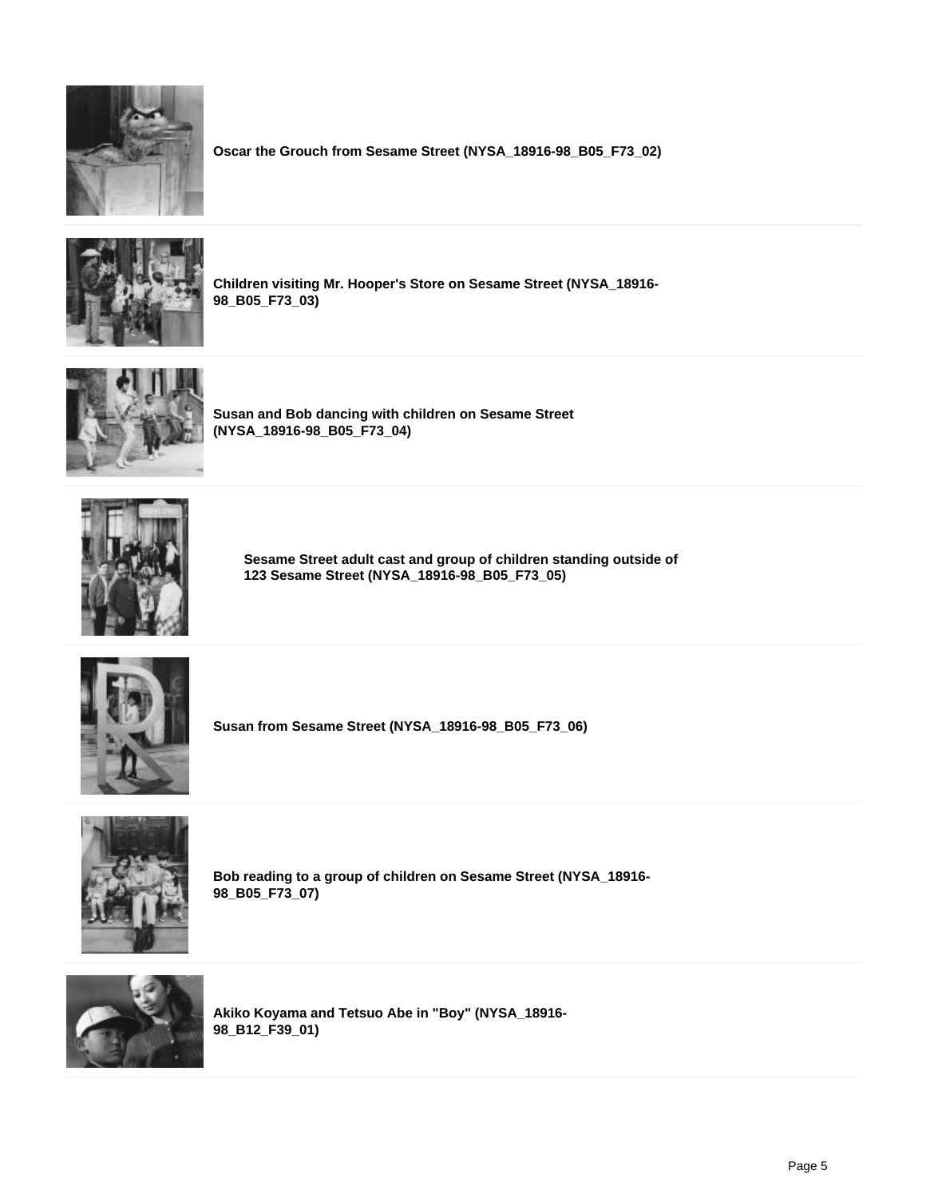**Oscar the Grouch from Sesame Street (NYSA_18916-98_B05_F73_02)**

---

**Children visiting Mr. Hooper's Store on Sesame Street (NYSA_18916-98_B05_F73_03)**

---

**Susan and Bob dancing with children on Sesame Street (NYSA_18916-98_B05_F73_04)**

---

**Sesame Street adult cast and group of children standing outside of 123 Sesame Street (NYSA_18916-98_B05_F73_05)**

---

**Susan from Sesame Street (NYSA_18916-98_B05_F73_06)**

---

**Bob reading to a group of children on Sesame Street (NYSA_18916-98_B05_F73_07)**

---

**Akiko Koyama and Tetsuo Abe in "Boy" (NYSA_18916-98_B12_F39_01)**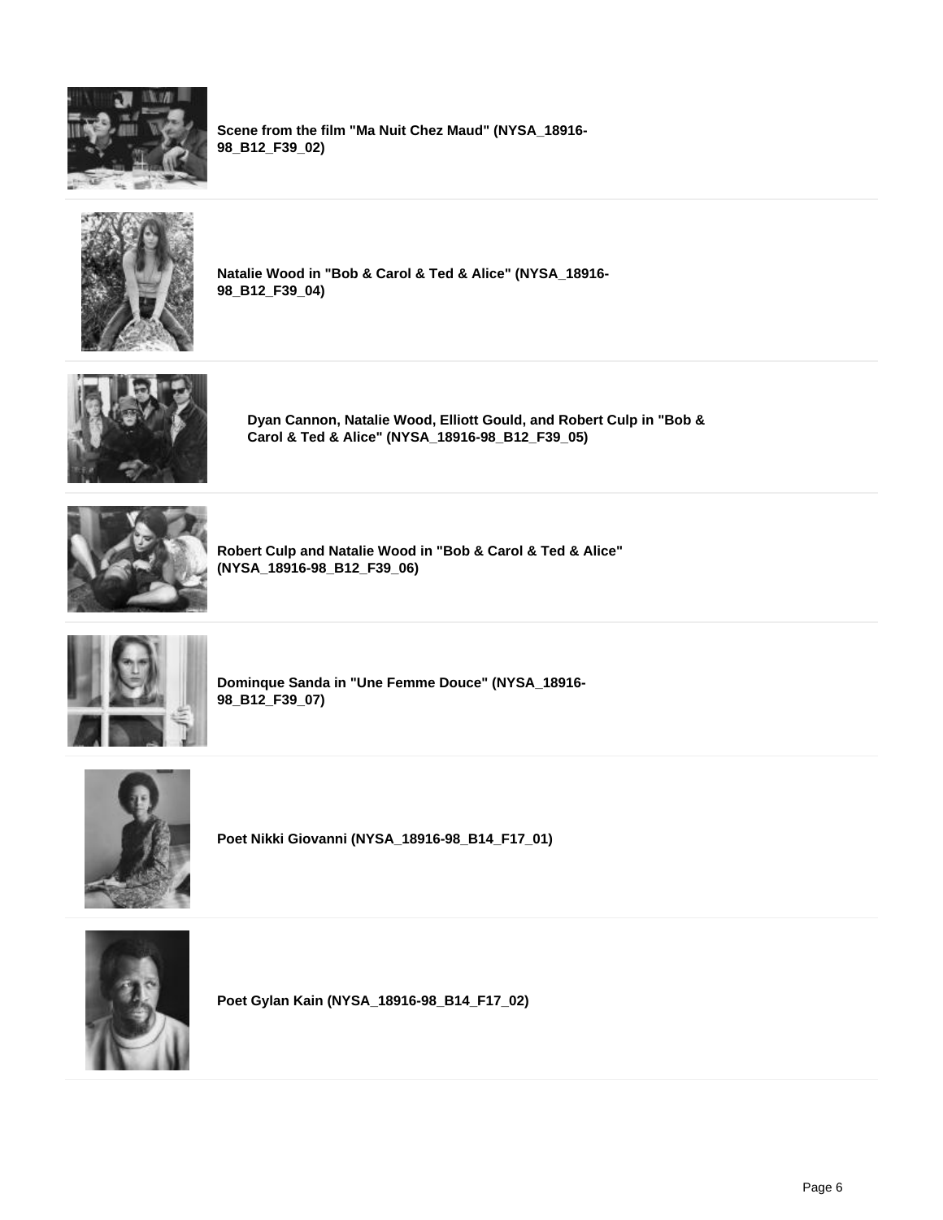**Scene from the film "Ma Nuit Chez Maud" (NYSA_18916-98_B12_F39_02)**

---

**Natalie Wood in "Bob & Carol & Ted & Alice" (NYSA_18916-98_B12_F39_04)**

---

**Dyan Cannon, Natalie Wood, Elliott Gould, and Robert Culp in "Bob & Carol & Ted & Alice" (NYSA_18916-98_B12_F39_05)**

---

**Robert Culp and Natalie Wood in "Bob & Carol & Ted & Alice" (NYSA_18916-98_B12_F39_06)**

---

**Dominque Sanda in "Une Femme Douce" (NYSA_18916-98_B12_F39_07)**

---

**Poet Nikki Giovanni (NYSA_18916-98_B14_F17_01)**

---

**Poet Gylan Kain (NYSA_18916-98_B14_F17_02)**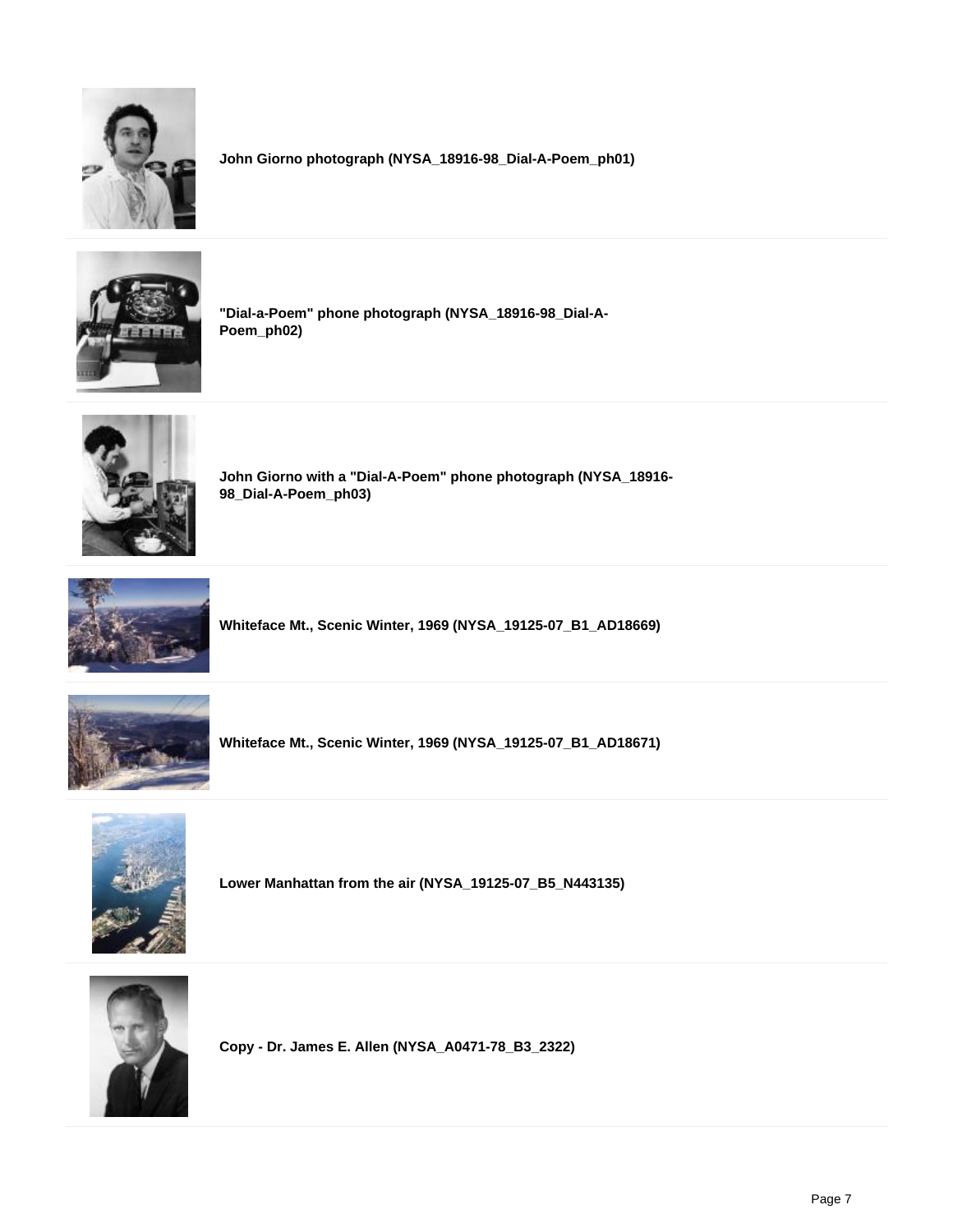**John Giorno photograph (NYSA_18916-98_Dial-A-Poem_ph01)**

**"Dial-a-Poem" phone photograph (NYSA_18916-98_Dial-A-Poem_ph02)**

**John Giorno with a "Dial-A-Poem" phone photograph (NYSA_18916-98_Dial-A-Poem_ph03)**

**Whiteface Mt., Scenic Winter, 1969 (NYSA_19125-07_B1_AD18669)**

**Whiteface Mt., Scenic Winter, 1969 (NYSA_19125-07_B1_AD18671)**

**Lower Manhattan from the air (NYSA_19125-07_B5_N443135)**

**Copy - Dr. James E. Allen (NYSA_A0471-78_B3_2322)**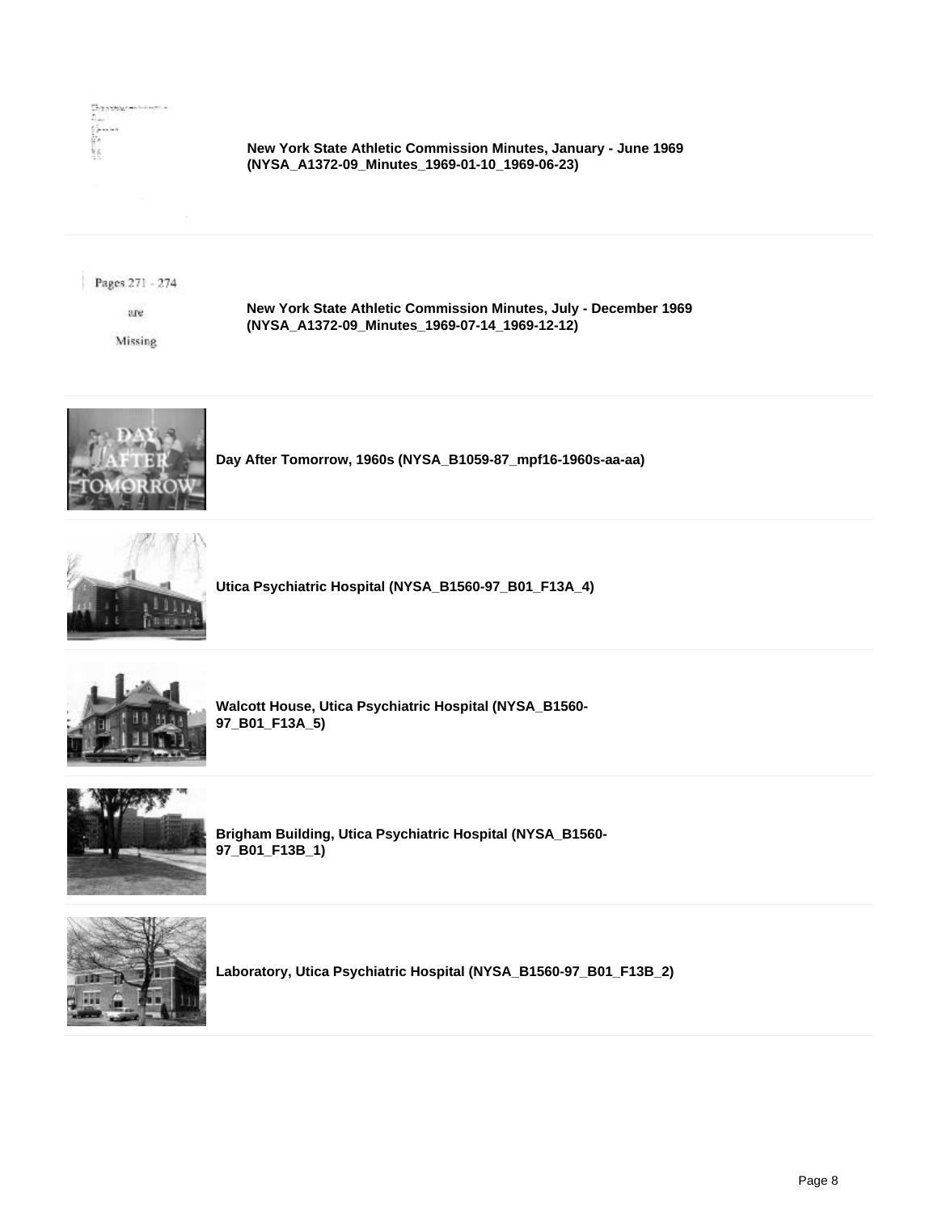**New York State Athletic Commission Minutes, January - June 1969 (NYSA_A1372-09_Minutes_1969-01-10_1969-06-23)**

---

Pages 271 - 274 are Missing

**New York State Athletic Commission Minutes, July - December 1969 (NYSA_A1372-09_Minutes_1969-07-14_1969-12-12)**

---

**Day After Tomorrow, 1960s (NYSA_B1059-87_mpf16-1960s-aa-aa)**

---

**Utica Psychiatric Hospital (NYSA_B1560-97_B01_F13A_4)**

---

**Walcott House, Utica Psychiatric Hospital (NYSA_B1560-97_B01_F13A_5)**

---

**Brigham Building, Utica Psychiatric Hospital (NYSA_B1560-97_B01_F13B_1)**

---

**Laboratory, Utica Psychiatric Hospital (NYSA_B1560-97_B01_F13B_2)**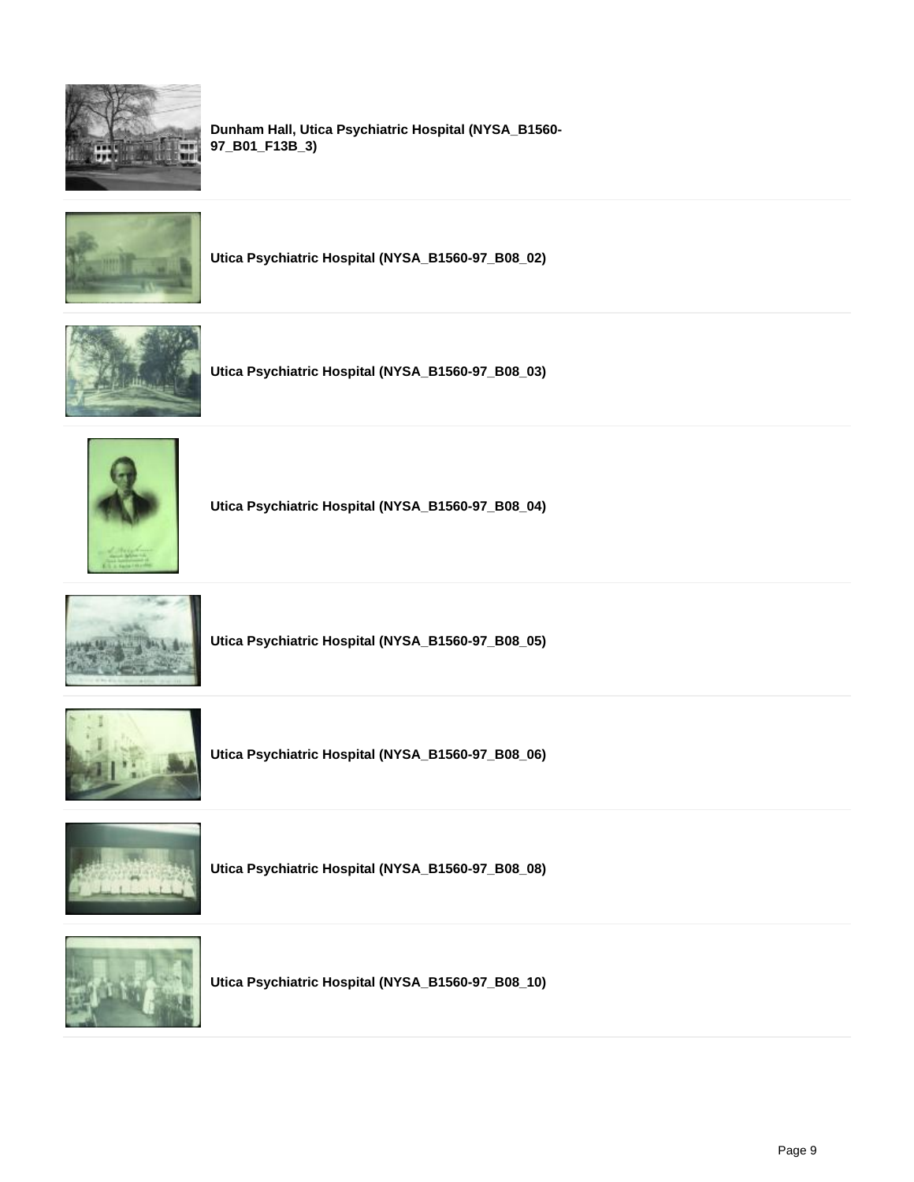**Dunham Hall, Utica Psychiatric Hospital (NYSA_B1560-97_B01_F13B_3)**

**Utica Psychiatric Hospital (NYSA_B1560-97_B08_02)**

**Utica Psychiatric Hospital (NYSA_B1560-97_B08_03)**

**Utica Psychiatric Hospital (NYSA_B1560-97_B08_04)**

**Utica Psychiatric Hospital (NYSA_B1560-97_B08_05)**

**Utica Psychiatric Hospital (NYSA_B1560-97_B08_06)**

**Utica Psychiatric Hospital (NYSA_B1560-97_B08_08)**

**Utica Psychiatric Hospital (NYSA_B1560-97_B08_10)**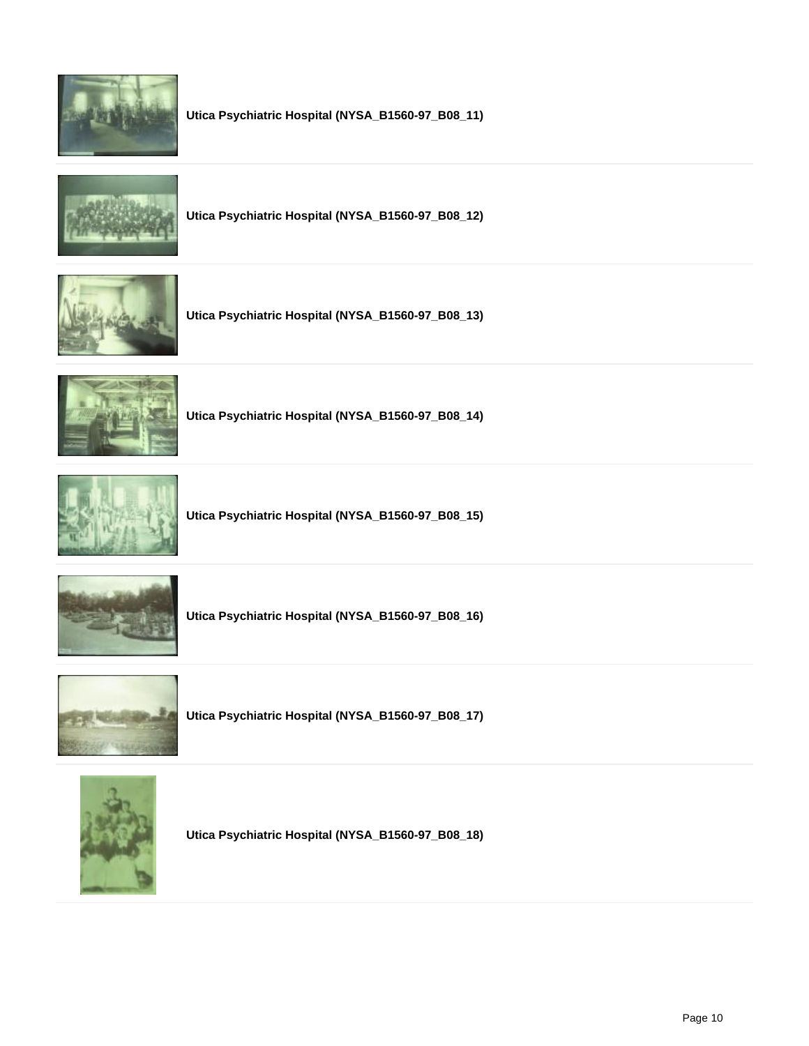**Utica Psychiatric Hospital (NYSA_B1560-97_B08_11)**

**Utica Psychiatric Hospital (NYSA_B1560-97_B08_12)**

**Utica Psychiatric Hospital (NYSA_B1560-97_B08_13)**

**Utica Psychiatric Hospital (NYSA_B1560-97_B08_14)**

**Utica Psychiatric Hospital (NYSA_B1560-97_B08_15)**

**Utica Psychiatric Hospital (NYSA_B1560-97_B08_16)**

**Utica Psychiatric Hospital (NYSA_B1560-97_B08_17)**

**Utica Psychiatric Hospital (NYSA_B1560-97_B08_18)**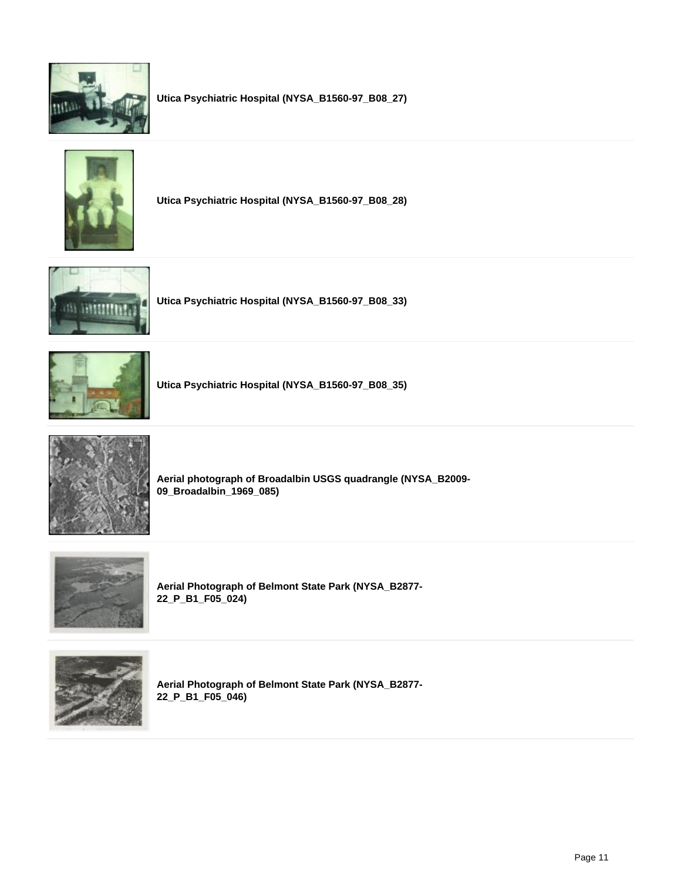**Utica Psychiatric Hospital (NYSA_B1560-97_B08_27)**

**Utica Psychiatric Hospital (NYSA_B1560-97_B08_28)**

**Utica Psychiatric Hospital (NYSA_B1560-97_B08_33)**

**Utica Psychiatric Hospital (NYSA_B1560-97_B08_35)**

**Aerial photograph of Broadalbin USGS quadrangle (NYSA_B2009-09_Broadalbin_1969_085)**

**Aerial Photograph of Belmont State Park (NYSA_B2877-22_P_B1_F05_024)**

**Aerial Photograph of Belmont State Park (NYSA_B2877-22_P_B1_F05_046)**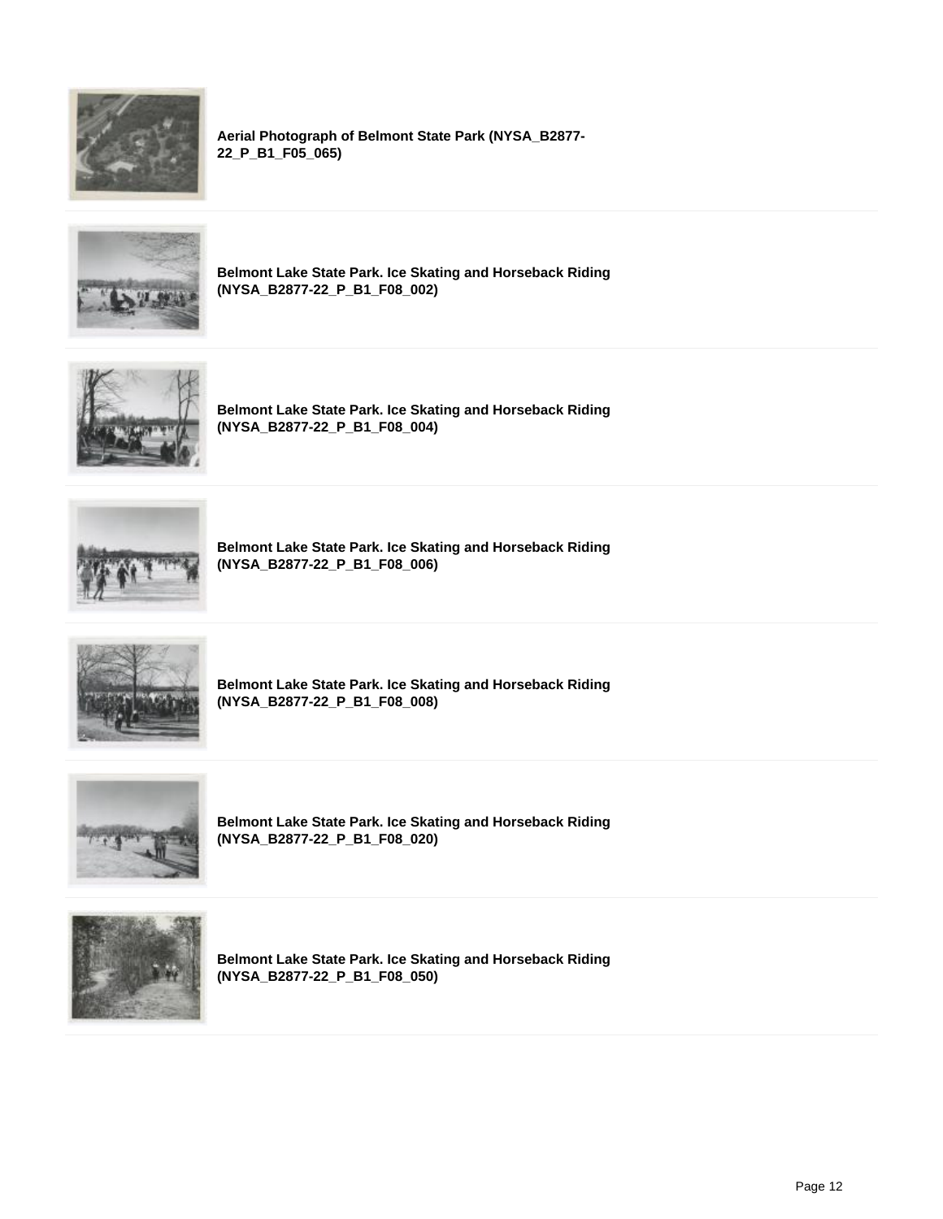**Aerial Photograph of Belmont State Park (NYSA_B2877-22_P_B1_F05_065)**

**Belmont Lake State Park. Ice Skating and Horseback Riding (NYSA_B2877-22_P_B1_F08_002)**

**Belmont Lake State Park. Ice Skating and Horseback Riding (NYSA_B2877-22_P_B1_F08_004)**

**Belmont Lake State Park. Ice Skating and Horseback Riding (NYSA_B2877-22_P_B1_F08_006)**

**Belmont Lake State Park. Ice Skating and Horseback Riding (NYSA_B2877-22_P_B1_F08_008)**

**Belmont Lake State Park. Ice Skating and Horseback Riding (NYSA_B2877-22_P_B1_F08_020)**

**Belmont Lake State Park. Ice Skating and Horseback Riding (NYSA_B2877-22_P_B1_F08_050)**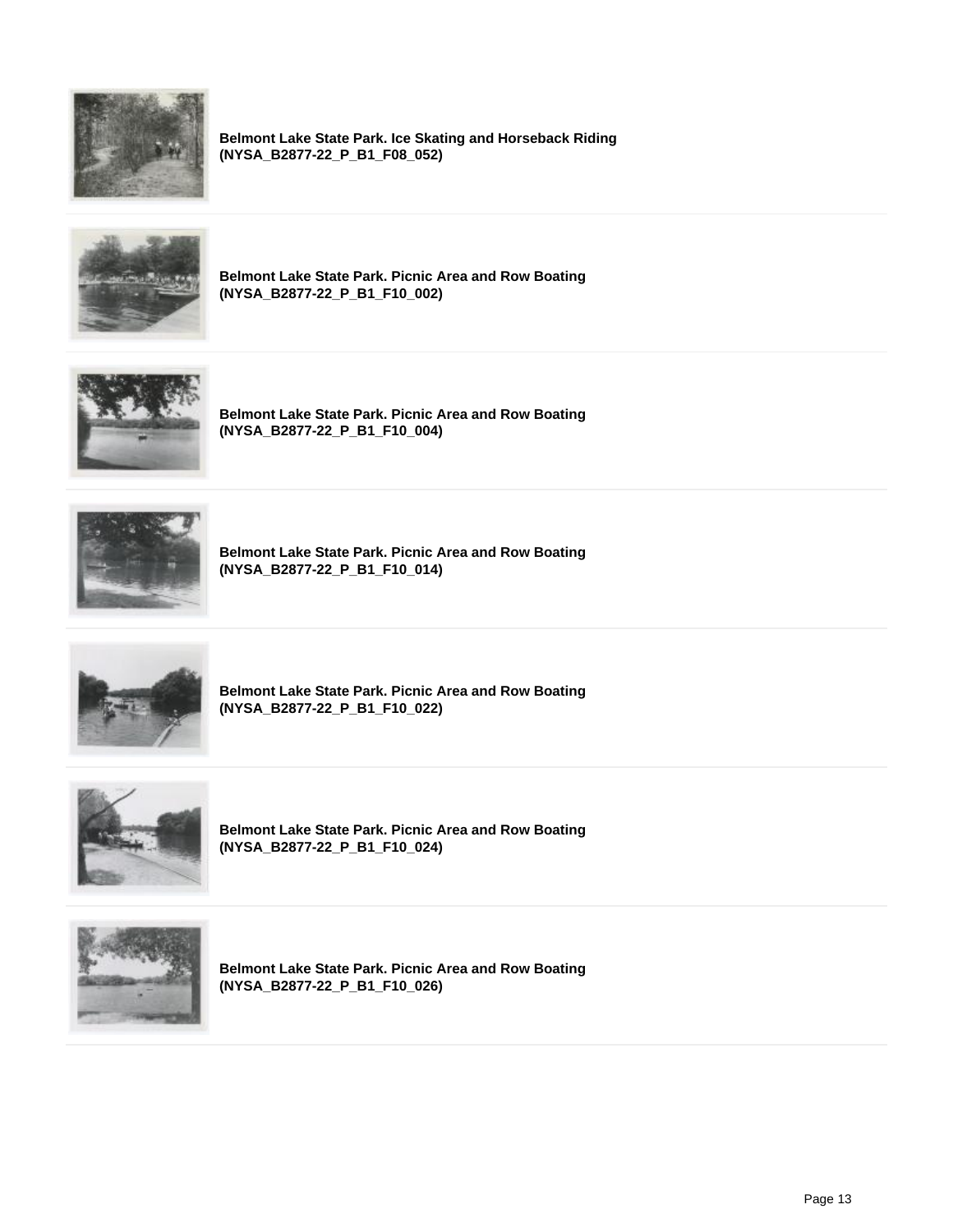**Belmont Lake State Park. Ice Skating and Horseback Riding (NYSA_B2877-22_P_B1_F08_052)**

**Belmont Lake State Park. Picnic Area and Row Boating (NYSA_B2877-22_P_B1_F10_002)**

**Belmont Lake State Park. Picnic Area and Row Boating (NYSA_B2877-22_P_B1_F10_004)**

**Belmont Lake State Park. Picnic Area and Row Boating (NYSA_B2877-22_P_B1_F10_014)**

**Belmont Lake State Park. Picnic Area and Row Boating (NYSA_B2877-22_P_B1_F10_022)**

**Belmont Lake State Park. Picnic Area and Row Boating (NYSA_B2877-22_P_B1_F10_024)**

**Belmont Lake State Park. Picnic Area and Row Boating (NYSA_B2877-22_P_B1_F10_026)**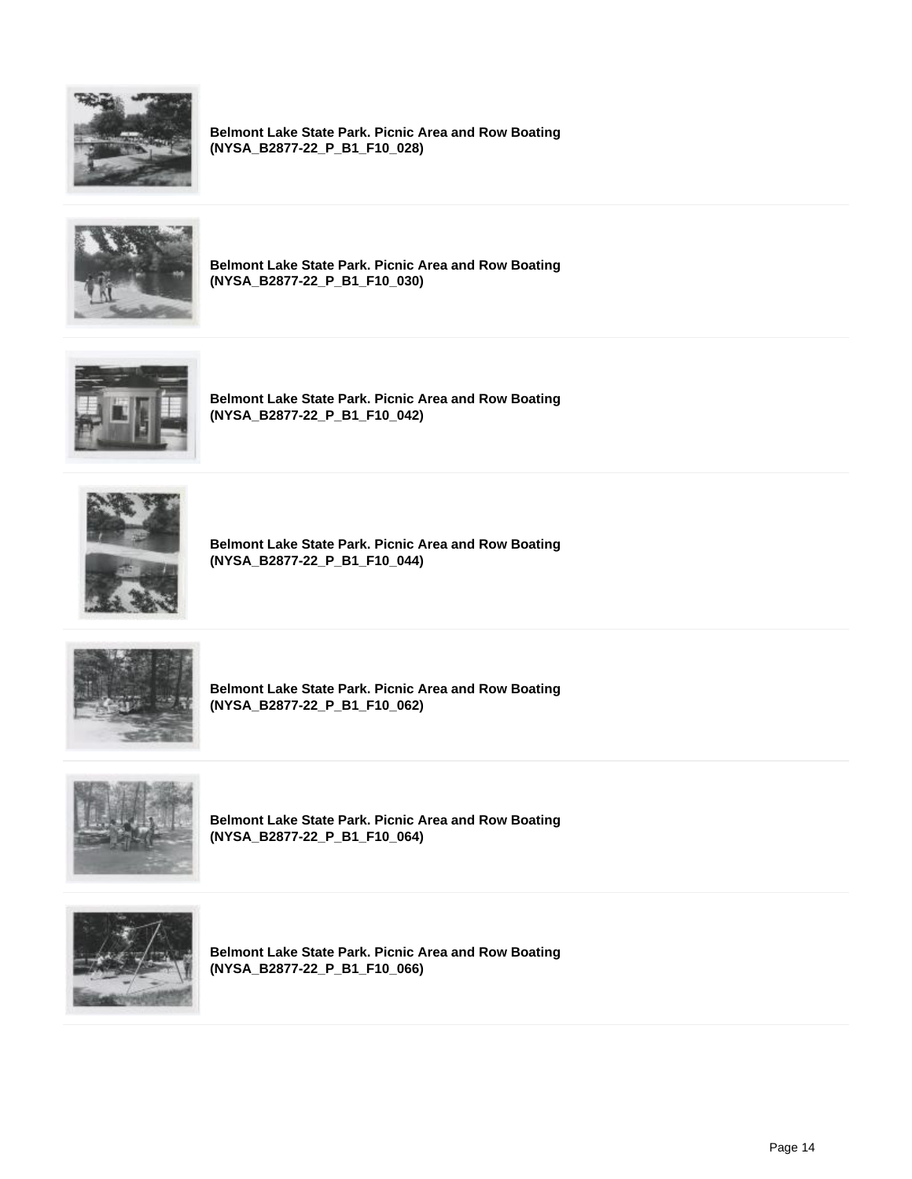**Belmont Lake State Park. Picnic Area and Row Boating (NYSA_B2877-22_P_B1_F10_028)**

**Belmont Lake State Park. Picnic Area and Row Boating (NYSA_B2877-22_P_B1_F10_030)**

**Belmont Lake State Park. Picnic Area and Row Boating (NYSA_B2877-22_P_B1_F10_042)**

**Belmont Lake State Park. Picnic Area and Row Boating (NYSA_B2877-22_P_B1_F10_044)**

**Belmont Lake State Park. Picnic Area and Row Boating (NYSA_B2877-22_P_B1_F10_062)**

**Belmont Lake State Park. Picnic Area and Row Boating (NYSA_B2877-22_P_B1_F10_064)**

**Belmont Lake State Park. Picnic Area and Row Boating (NYSA_B2877-22_P_B1_F10_066)**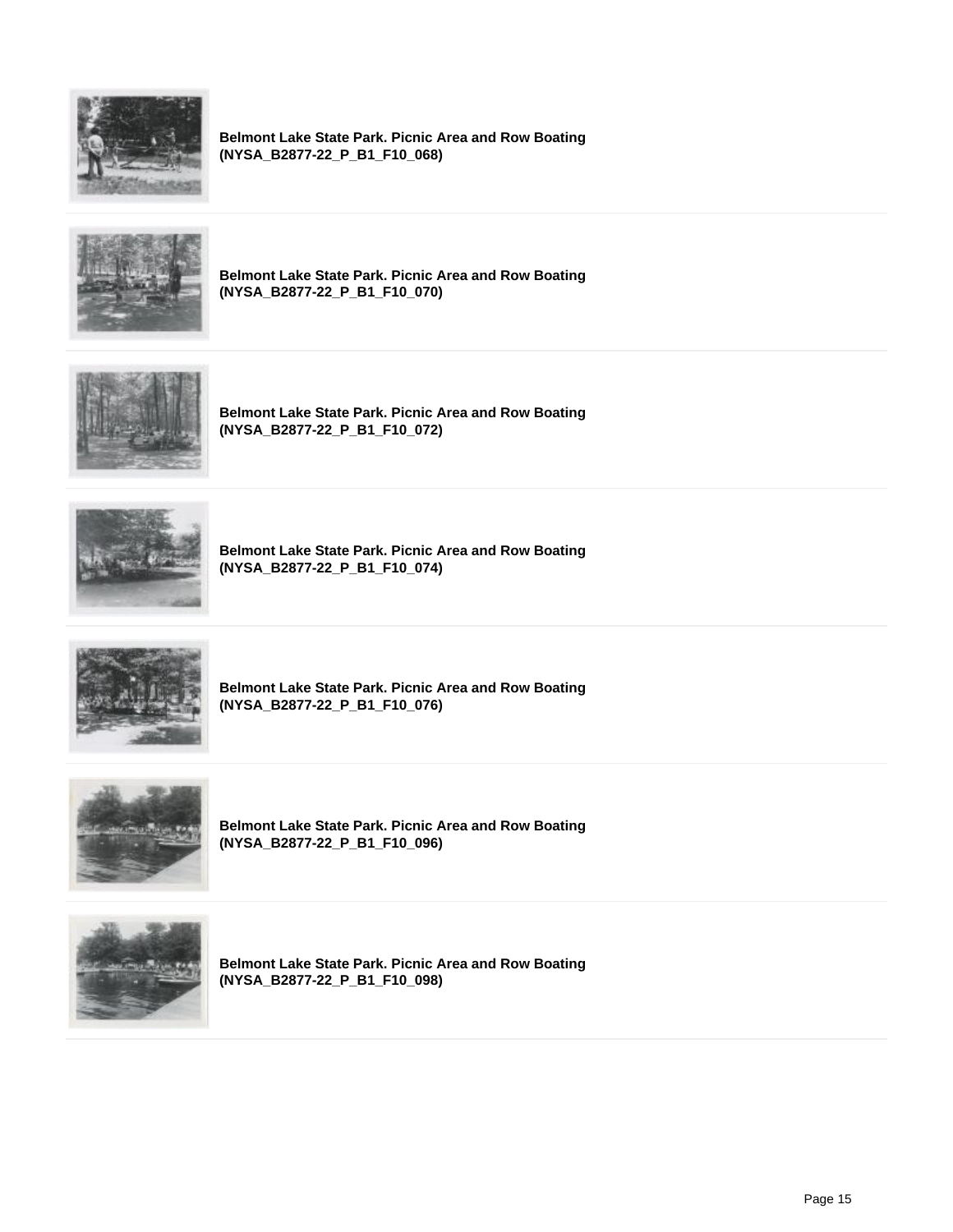**Belmont Lake State Park. Picnic Area and Row Boating (NYSA_B2877-22_P_B1_F10_068)**

---

**Belmont Lake State Park. Picnic Area and Row Boating (NYSA_B2877-22_P_B1_F10_070)**

---

**Belmont Lake State Park. Picnic Area and Row Boating (NYSA_B2877-22_P_B1_F10_072)**

---

**Belmont Lake State Park. Picnic Area and Row Boating (NYSA_B2877-22_P_B1_F10_074)**

---

**Belmont Lake State Park. Picnic Area and Row Boating (NYSA_B2877-22_P_B1_F10_076)**

---

**Belmont Lake State Park. Picnic Area and Row Boating (NYSA_B2877-22_P_B1_F10_096)**

---

**Belmont Lake State Park. Picnic Area and Row Boating (NYSA_B2877-22_P_B1_F10_098)**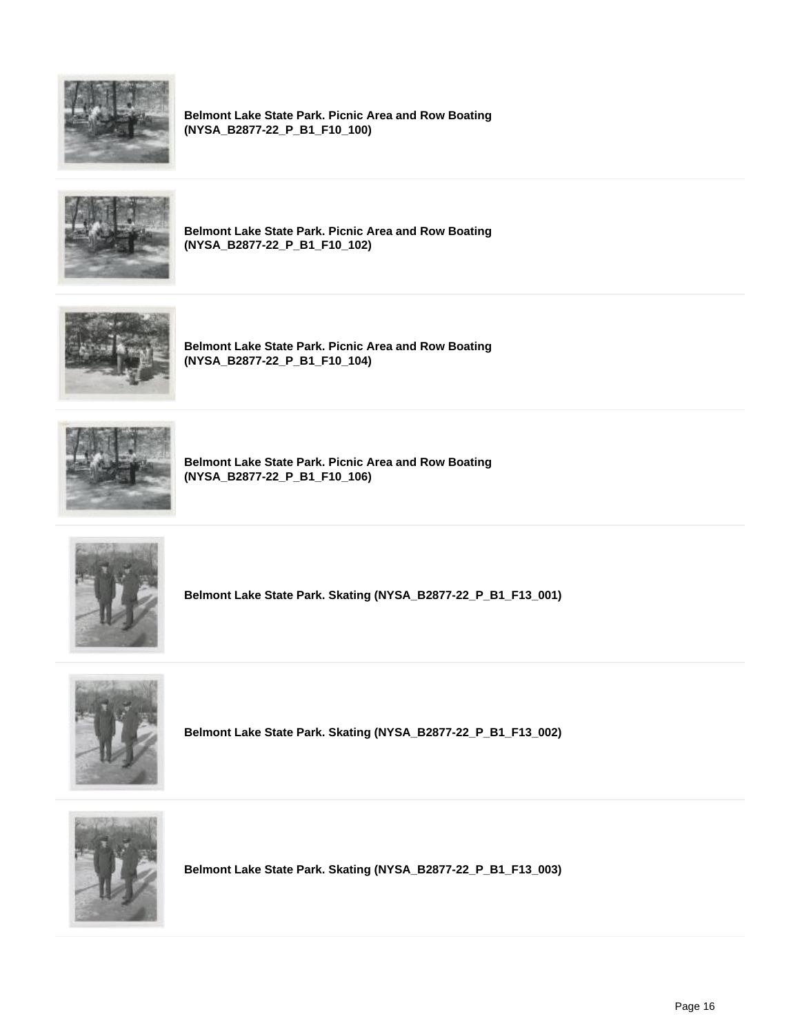**Belmont Lake State Park. Picnic Area and Row Boating (NYSA_B2877-22_P_B1_F10_100)**

**Belmont Lake State Park. Picnic Area and Row Boating (NYSA_B2877-22_P_B1_F10_102)**

**Belmont Lake State Park. Picnic Area and Row Boating (NYSA_B2877-22_P_B1_F10_104)**

**Belmont Lake State Park. Picnic Area and Row Boating (NYSA_B2877-22_P_B1_F10_106)**

**Belmont Lake State Park. Skating (NYSA_B2877-22_P_B1_F13_001)**

**Belmont Lake State Park. Skating (NYSA_B2877-22_P_B1_F13_002)**

**Belmont Lake State Park. Skating (NYSA_B2877-22_P_B1_F13_003)**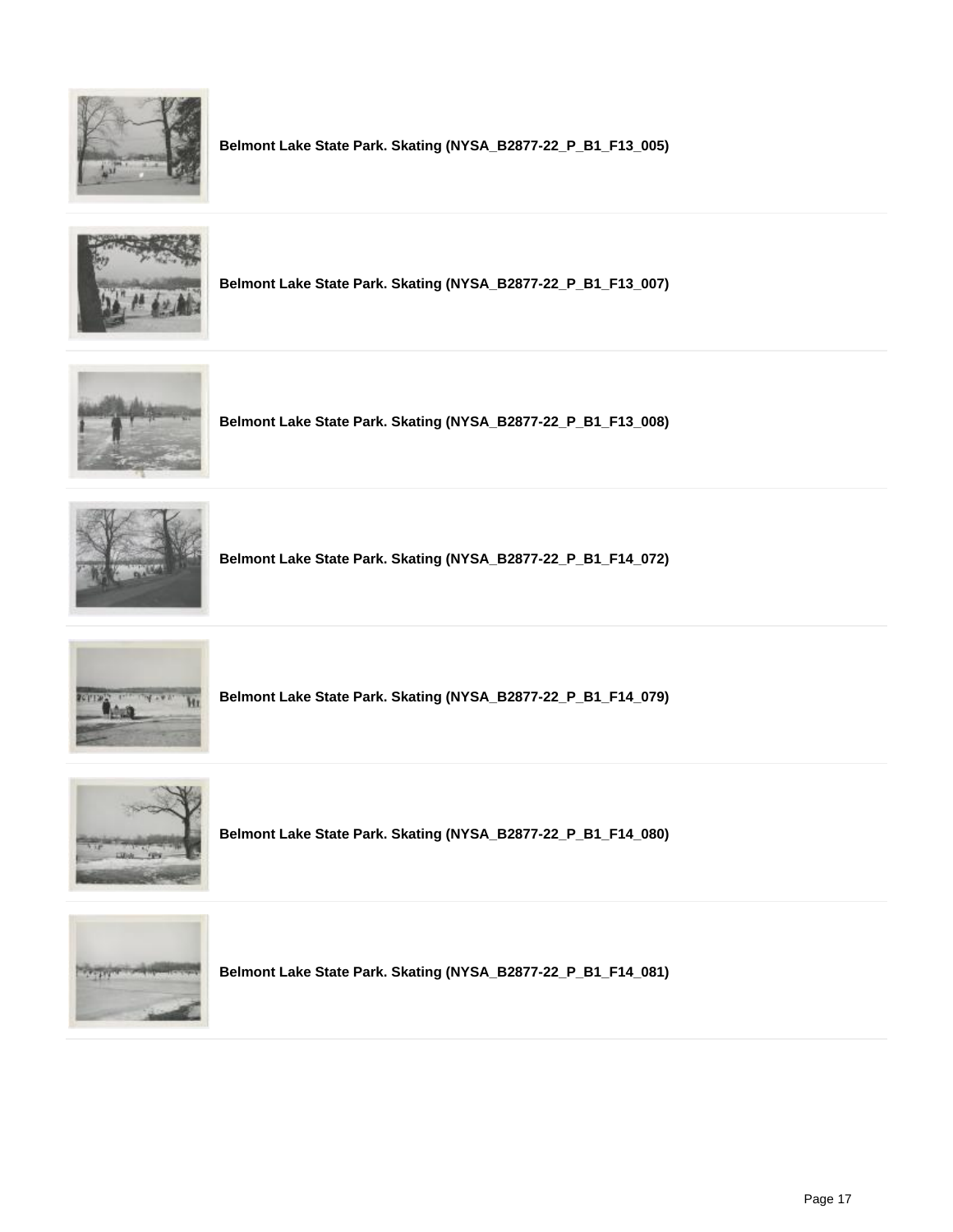**Belmont Lake State Park. Skating (NYSA_B2877-22_P_B1_F13_005)**

---

**Belmont Lake State Park. Skating (NYSA_B2877-22_P_B1_F13_007)**

---

**Belmont Lake State Park. Skating (NYSA_B2877-22_P_B1_F13_008)**

---

**Belmont Lake State Park. Skating (NYSA_B2877-22_P_B1_F14_072)**

---

**Belmont Lake State Park. Skating (NYSA_B2877-22_P_B1_F14_079)**

---

**Belmont Lake State Park. Skating (NYSA_B2877-22_P_B1_F14_080)**

---

**Belmont Lake State Park. Skating (NYSA_B2877-22_P_B1_F14_081)**

---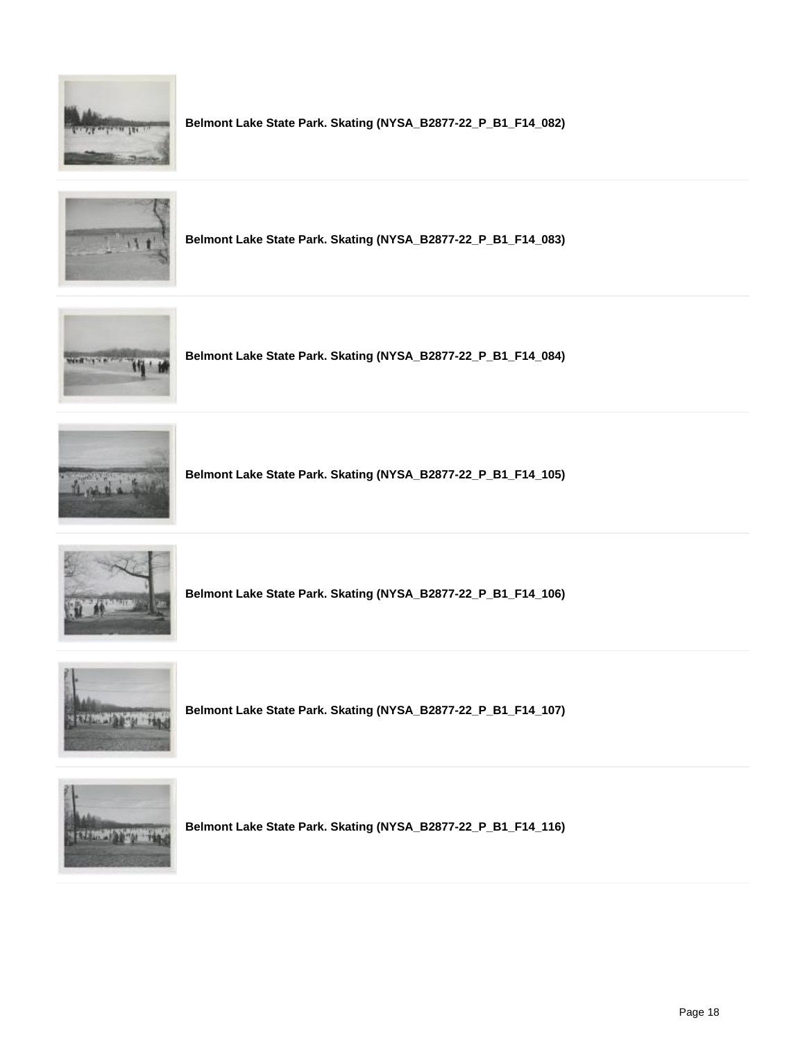**Belmont Lake State Park. Skating (NYSA_B2877-22_P_B1_F14_082)**

**Belmont Lake State Park. Skating (NYSA_B2877-22_P_B1_F14_083)**

**Belmont Lake State Park. Skating (NYSA_B2877-22_P_B1_F14_084)**

**Belmont Lake State Park. Skating (NYSA_B2877-22_P_B1_F14_105)**

**Belmont Lake State Park. Skating (NYSA_B2877-22_P_B1_F14_106)**

**Belmont Lake State Park. Skating (NYSA_B2877-22_P_B1_F14_107)**

**Belmont Lake State Park. Skating (NYSA_B2877-22_P_B1_F14_116)**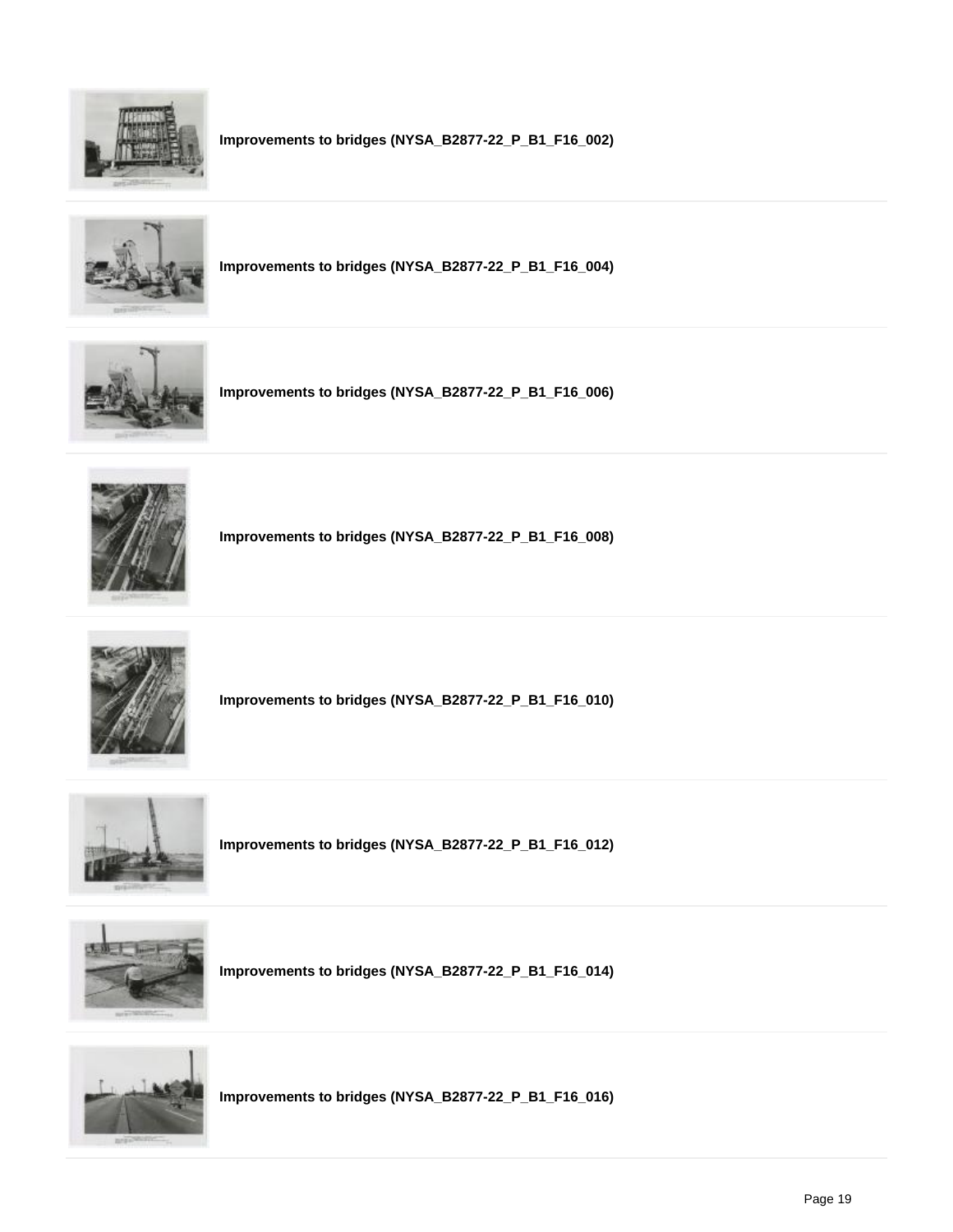**Improvements to bridges (NYSA_B2877-22_P_B1_F16_002)**

**Improvements to bridges (NYSA_B2877-22_P_B1_F16_004)**

**Improvements to bridges (NYSA_B2877-22_P_B1_F16_006)**

**Improvements to bridges (NYSA_B2877-22_P_B1_F16_008)**

**Improvements to bridges (NYSA_B2877-22_P_B1_F16_010)**

**Improvements to bridges (NYSA_B2877-22_P_B1_F16_012)**

**Improvements to bridges (NYSA_B2877-22_P_B1_F16_014)**

**Improvements to bridges (NYSA_B2877-22_P_B1_F16_016)**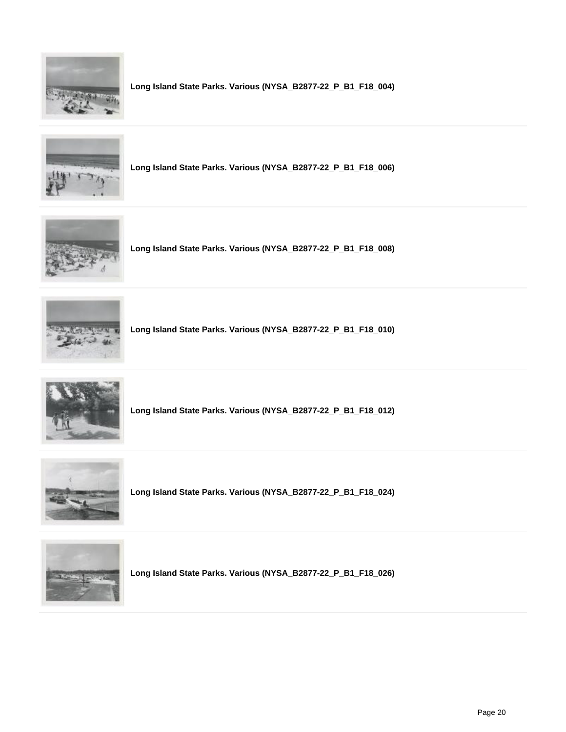**Long Island State Parks. Various (NYSA_B2877-22_P_B1_F18_004)**

**Long Island State Parks. Various (NYSA_B2877-22_P_B1_F18_006)**

**Long Island State Parks. Various (NYSA_B2877-22_P_B1_F18_008)**

**Long Island State Parks. Various (NYSA_B2877-22_P_B1_F18_010)**

**Long Island State Parks. Various (NYSA_B2877-22_P_B1_F18_012)**

**Long Island State Parks. Various (NYSA_B2877-22_P_B1_F18_024)**

**Long Island State Parks. Various (NYSA_B2877-22_P_B1_F18_026)**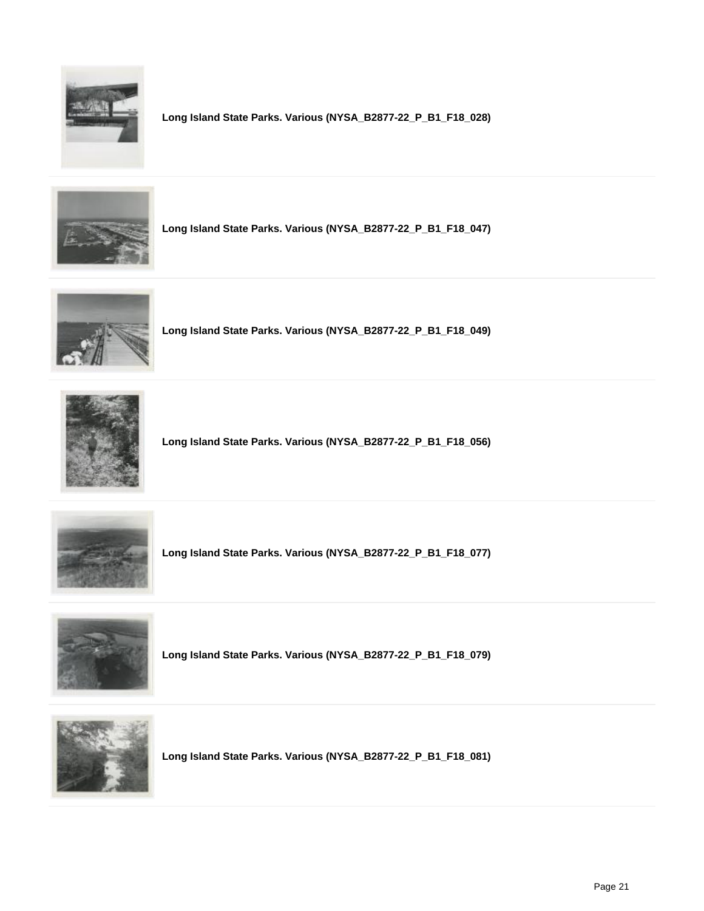**Long Island State Parks. Various (NYSA_B2877-22_P_B1_F18_028)**

**Long Island State Parks. Various (NYSA_B2877-22_P_B1_F18_047)**

**Long Island State Parks. Various (NYSA_B2877-22_P_B1_F18_049)**

**Long Island State Parks. Various (NYSA_B2877-22_P_B1_F18_056)**

**Long Island State Parks. Various (NYSA_B2877-22_P_B1_F18_077)**

**Long Island State Parks. Various (NYSA_B2877-22_P_B1_F18_079)**

**Long Island State Parks. Various (NYSA_B2877-22_P_B1_F18_081)**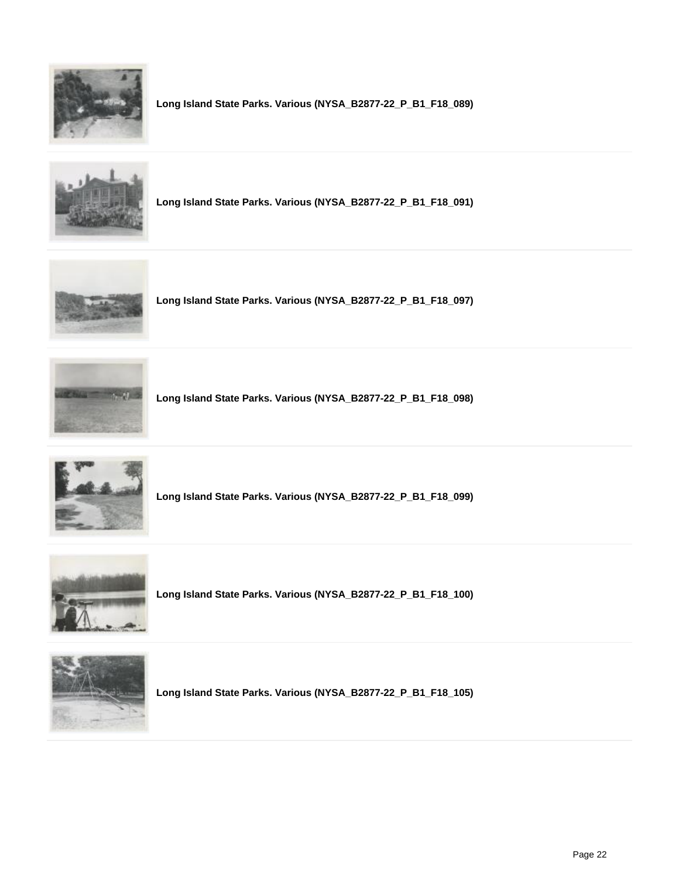**Long Island State Parks. Various (NYSA_B2877-22_P_B1_F18_089)**

**Long Island State Parks. Various (NYSA_B2877-22_P_B1_F18_091)**

**Long Island State Parks. Various (NYSA_B2877-22_P_B1_F18_097)**

**Long Island State Parks. Various (NYSA_B2877-22_P_B1_F18_098)**

**Long Island State Parks. Various (NYSA_B2877-22_P_B1_F18_099)**

**Long Island State Parks. Various (NYSA_B2877-22_P_B1_F18_100)**

**Long Island State Parks. Various (NYSA_B2877-22_P_B1_F18_105)**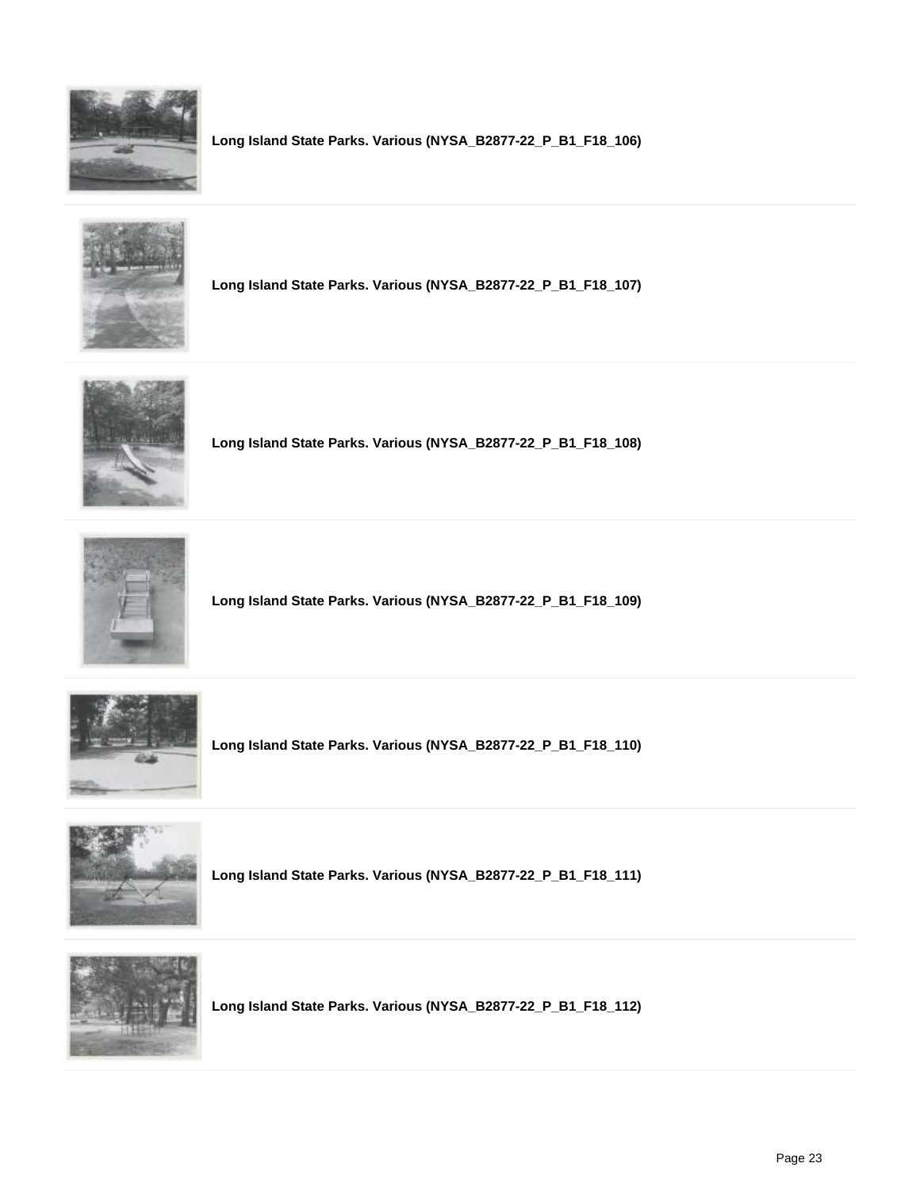**Long Island State Parks. Various (NYSA_B2877-22_P_B1_F18_106)**

**Long Island State Parks. Various (NYSA_B2877-22_P_B1_F18_107)**

**Long Island State Parks. Various (NYSA_B2877-22_P_B1_F18_108)**

**Long Island State Parks. Various (NYSA_B2877-22_P_B1_F18_109)**

**Long Island State Parks. Various (NYSA_B2877-22_P_B1_F18_110)**

**Long Island State Parks. Various (NYSA_B2877-22_P_B1_F18_111)**

**Long Island State Parks. Various (NYSA_B2877-22_P_B1_F18_112)**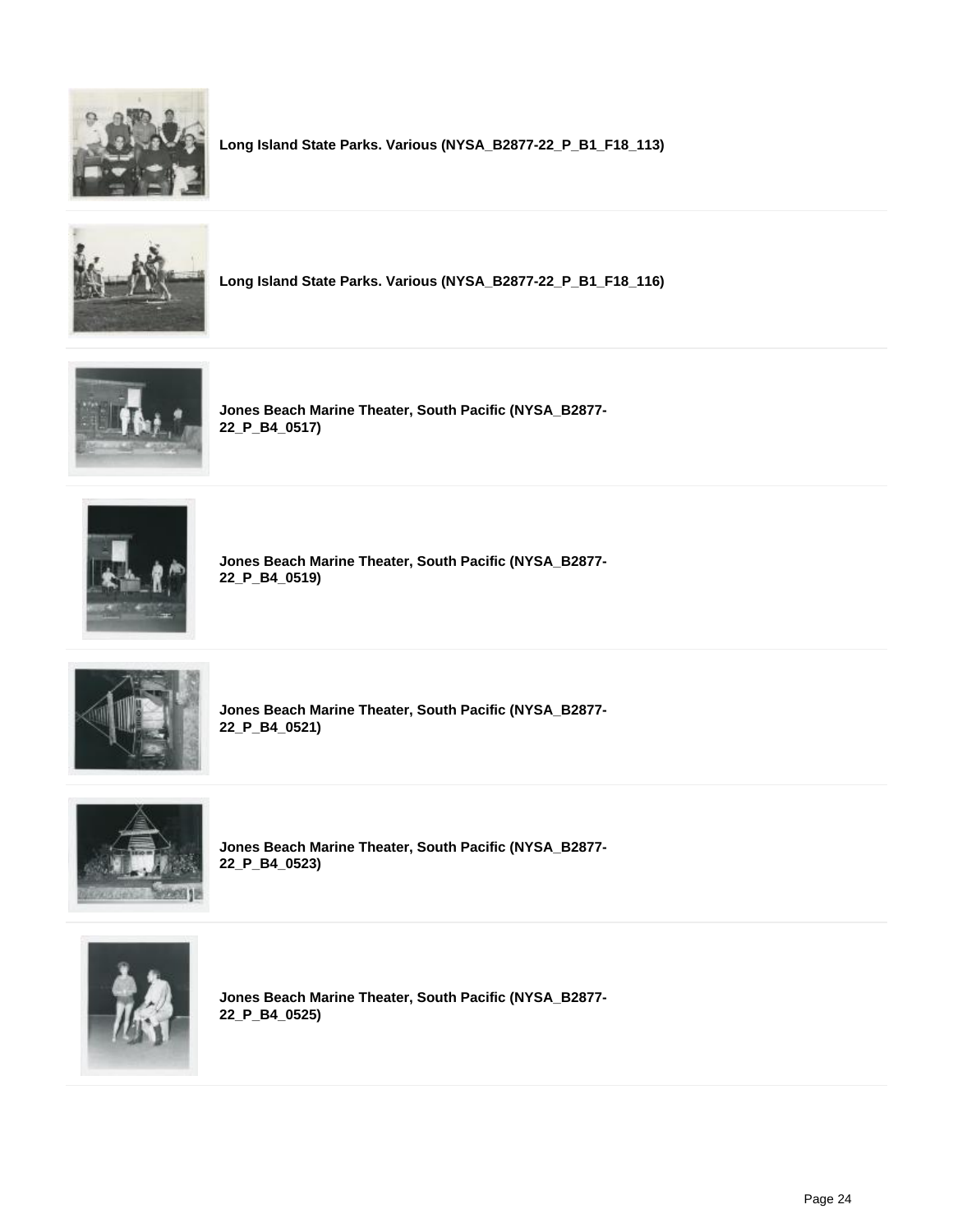**Long Island State Parks. Various (NYSA_B2877-22_P_B1_F18_113)**

**Long Island State Parks. Various (NYSA_B2877-22_P_B1_F18_116)**

**Jones Beach Marine Theater, South Pacific (NYSA_B2877-22_P_B4_0517)**

**Jones Beach Marine Theater, South Pacific (NYSA_B2877-22_P_B4_0519)**

**Jones Beach Marine Theater, South Pacific (NYSA_B2877-22_P_B4_0521)**

**Jones Beach Marine Theater, South Pacific (NYSA_B2877-22_P_B4_0523)**

**Jones Beach Marine Theater, South Pacific (NYSA_B2877-22_P_B4_0525)**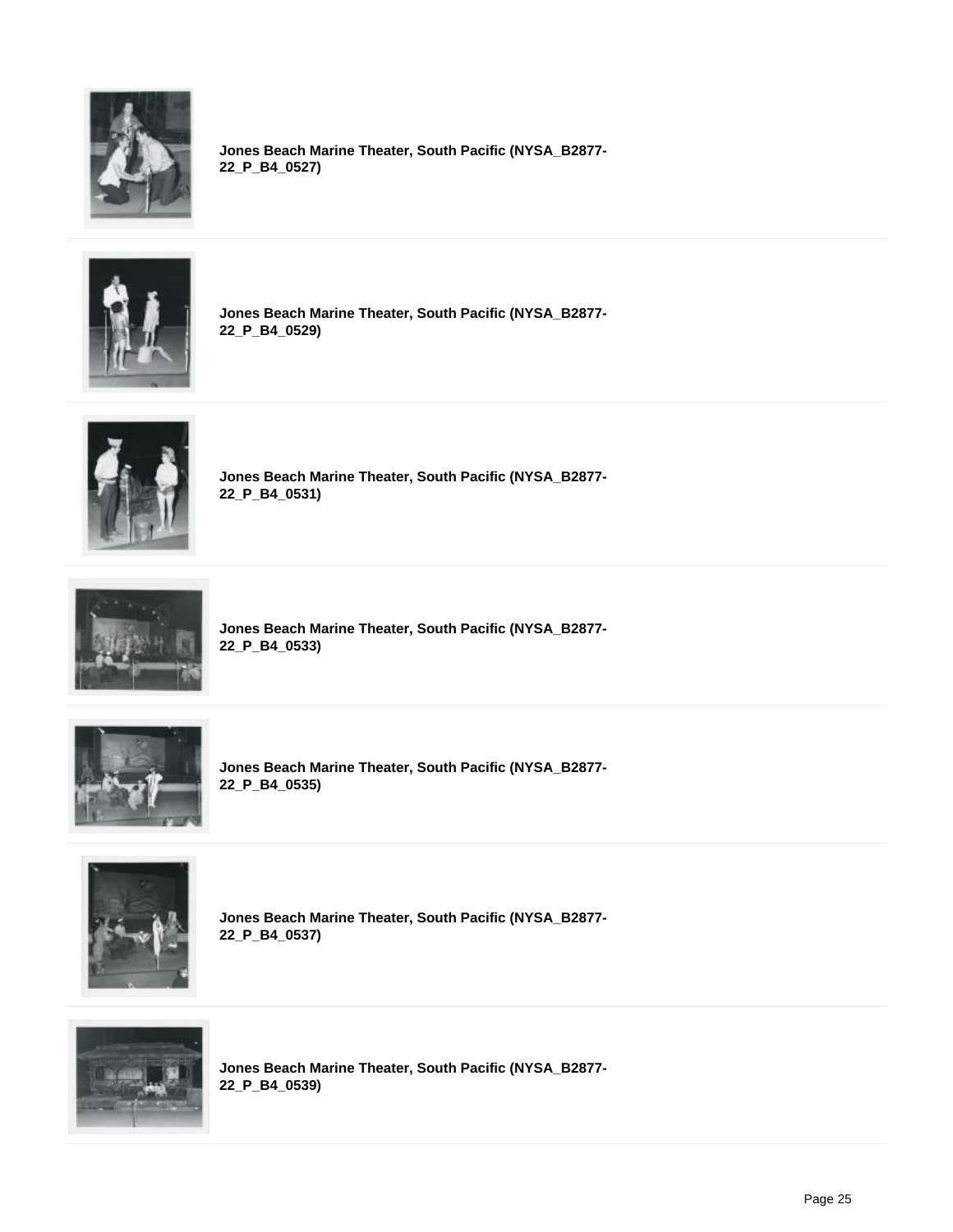**Jones Beach Marine Theater, South Pacific (NYSA_B2877-22_P_B4_0527)**

**Jones Beach Marine Theater, South Pacific (NYSA_B2877-22_P_B4_0529)**

**Jones Beach Marine Theater, South Pacific (NYSA_B2877-22_P_B4_0531)**

**Jones Beach Marine Theater, South Pacific (NYSA_B2877-22_P_B4_0533)**

**Jones Beach Marine Theater, South Pacific (NYSA_B2877-22_P_B4_0535)**

**Jones Beach Marine Theater, South Pacific (NYSA_B2877-22_P_B4_0537)**

**Jones Beach Marine Theater, South Pacific (NYSA_B2877-22_P_B4_0539)**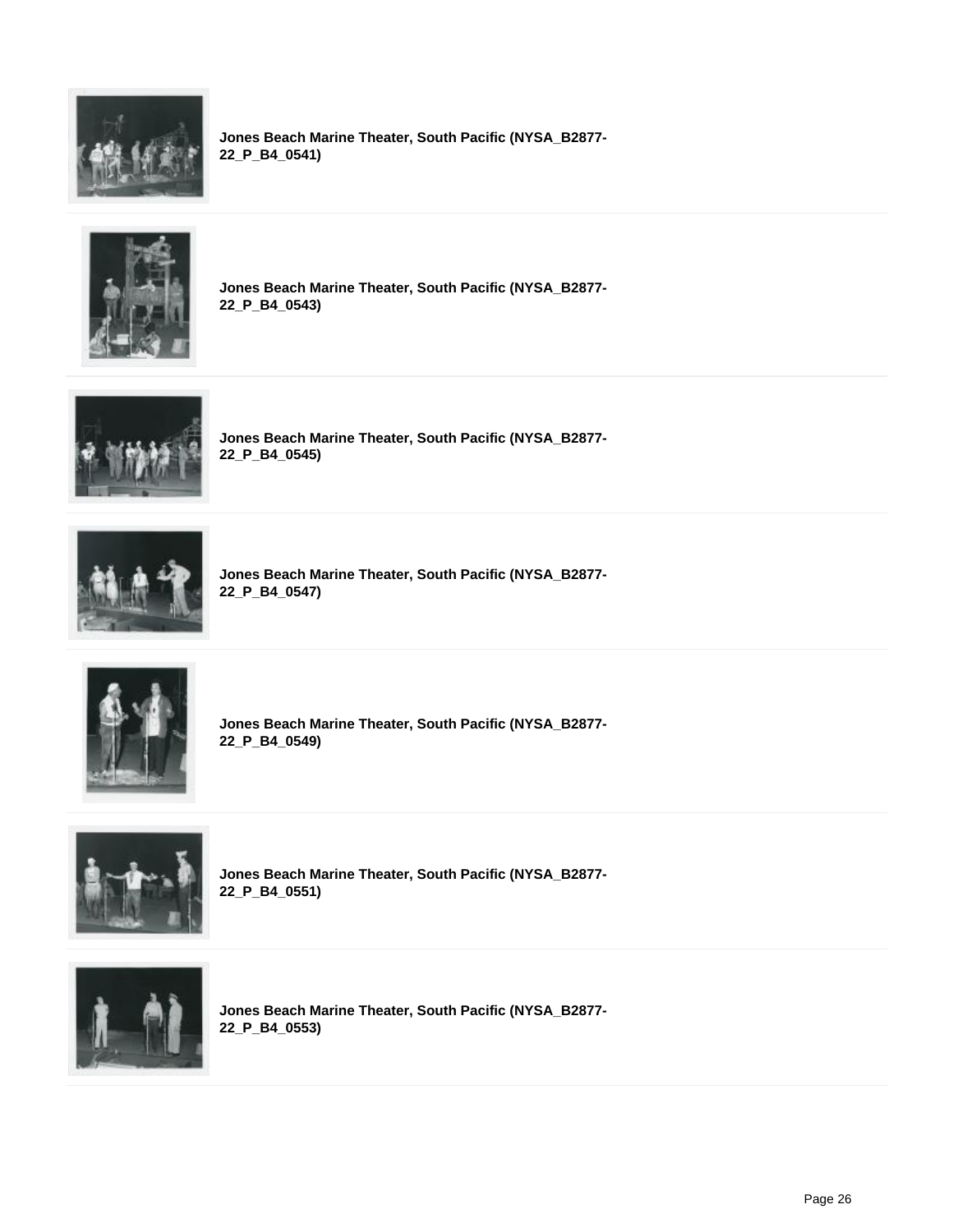**Jones Beach Marine Theater, South Pacific (NYSA_B2877-22_P_B4_0541)**

**Jones Beach Marine Theater, South Pacific (NYSA_B2877-22_P_B4_0543)**

**Jones Beach Marine Theater, South Pacific (NYSA_B2877-22_P_B4_0545)**

**Jones Beach Marine Theater, South Pacific (NYSA_B2877-22_P_B4_0547)**

**Jones Beach Marine Theater, South Pacific (NYSA_B2877-22_P_B4_0549)**

**Jones Beach Marine Theater, South Pacific (NYSA_B2877-22_P_B4_0551)**

**Jones Beach Marine Theater, South Pacific (NYSA_B2877-22_P_B4_0553)**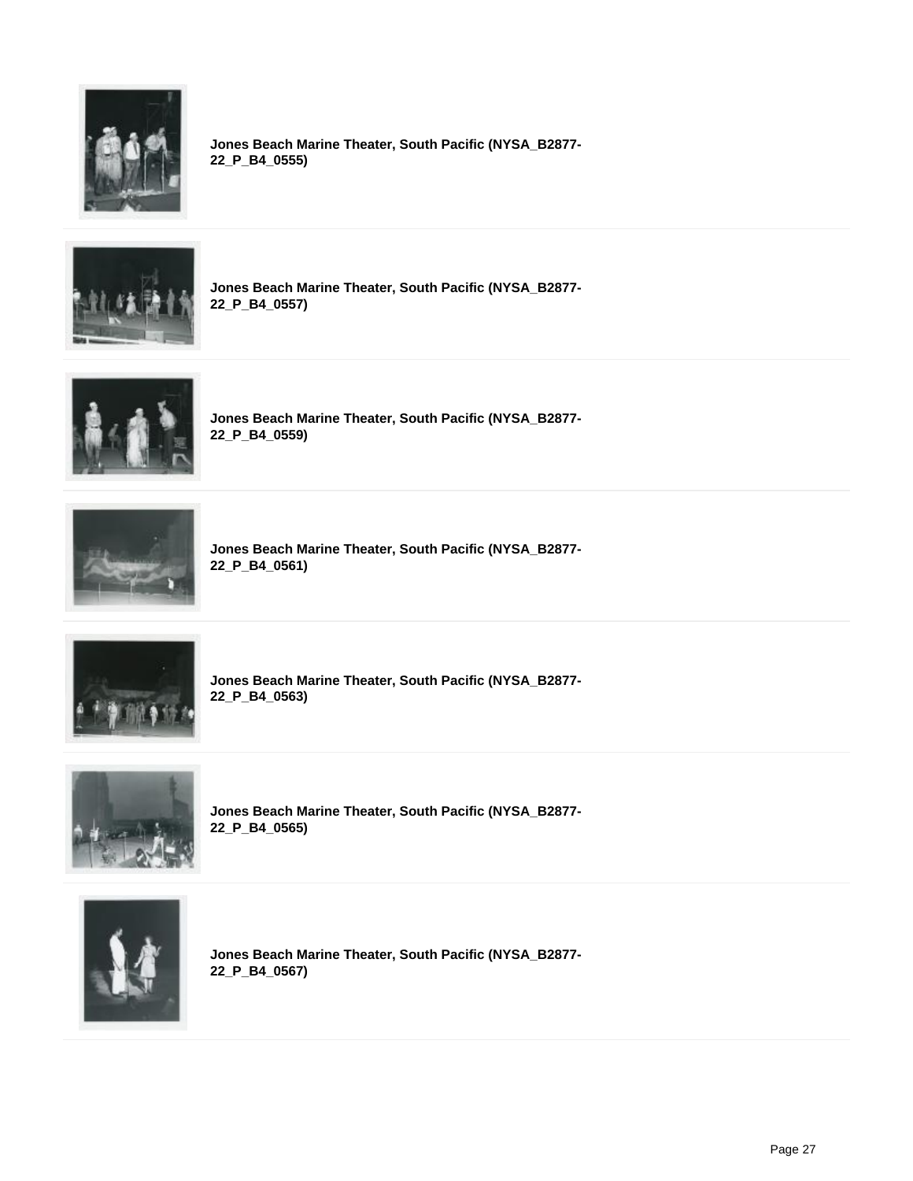**Jones Beach Marine Theater, South Pacific (NYSA_B2877-22_P_B4_0555)**

**Jones Beach Marine Theater, South Pacific (NYSA_B2877-22_P_B4_0557)**

**Jones Beach Marine Theater, South Pacific (NYSA_B2877-22_P_B4_0559)**

**Jones Beach Marine Theater, South Pacific (NYSA_B2877-22_P_B4_0561)**

**Jones Beach Marine Theater, South Pacific (NYSA_B2877-22_P_B4_0563)**

**Jones Beach Marine Theater, South Pacific (NYSA_B2877-22_P_B4_0565)**

**Jones Beach Marine Theater, South Pacific (NYSA_B2877-22_P_B4_0567)**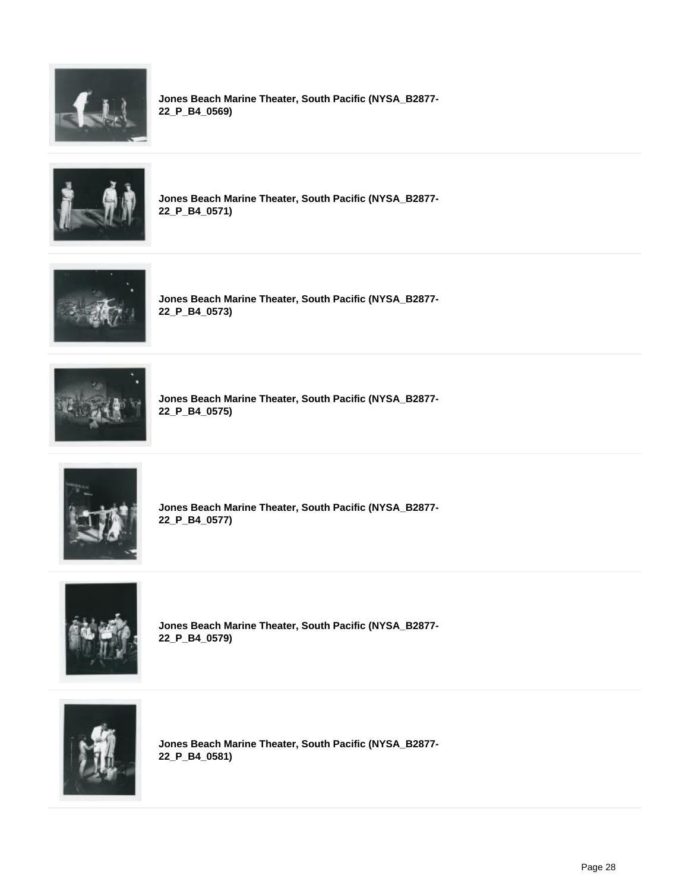**Jones Beach Marine Theater, South Pacific (NYSA_B2877-22_P_B4_0569)**

**Jones Beach Marine Theater, South Pacific (NYSA_B2877-22_P_B4_0571)**

**Jones Beach Marine Theater, South Pacific (NYSA_B2877-22_P_B4_0573)**

**Jones Beach Marine Theater, South Pacific (NYSA_B2877-22_P_B4_0575)**

**Jones Beach Marine Theater, South Pacific (NYSA_B2877-22_P_B4_0577)**

**Jones Beach Marine Theater, South Pacific (NYSA_B2877-22_P_B4_0579)**

**Jones Beach Marine Theater, South Pacific (NYSA_B2877-22_P_B4_0581)**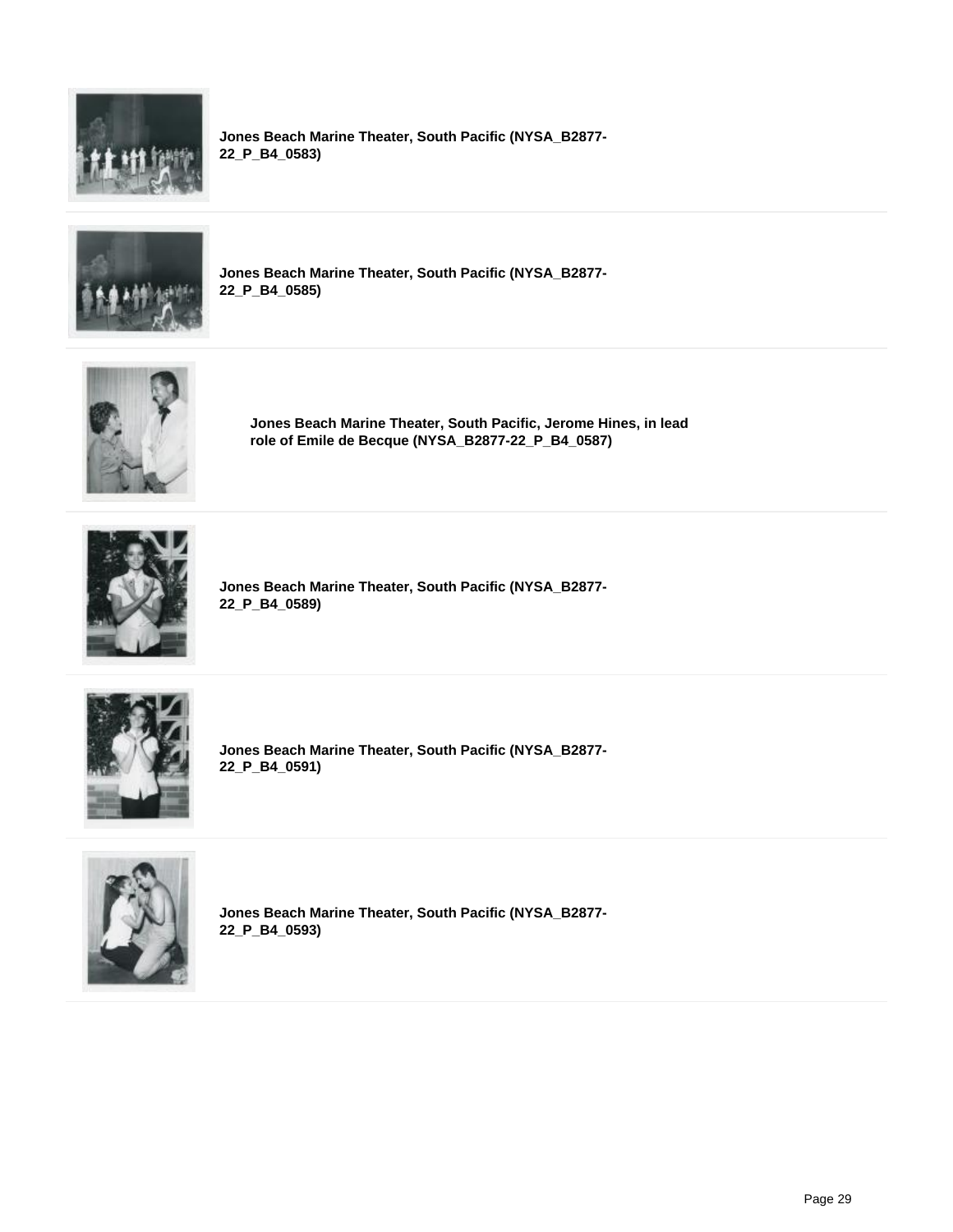**Jones Beach Marine Theater, South Pacific (NYSA_B2877-22_P_B4_0583)**

**Jones Beach Marine Theater, South Pacific (NYSA_B2877-22_P_B4_0585)**

**Jones Beach Marine Theater, South Pacific, Jerome Hines, in lead role of Emile de Becque (NYSA_B2877-22_P_B4_0587)**

**Jones Beach Marine Theater, South Pacific (NYSA_B2877-22_P_B4_0589)**

**Jones Beach Marine Theater, South Pacific (NYSA_B2877-22_P_B4_0591)**

**Jones Beach Marine Theater, South Pacific (NYSA_B2877-22_P_B4_0593)**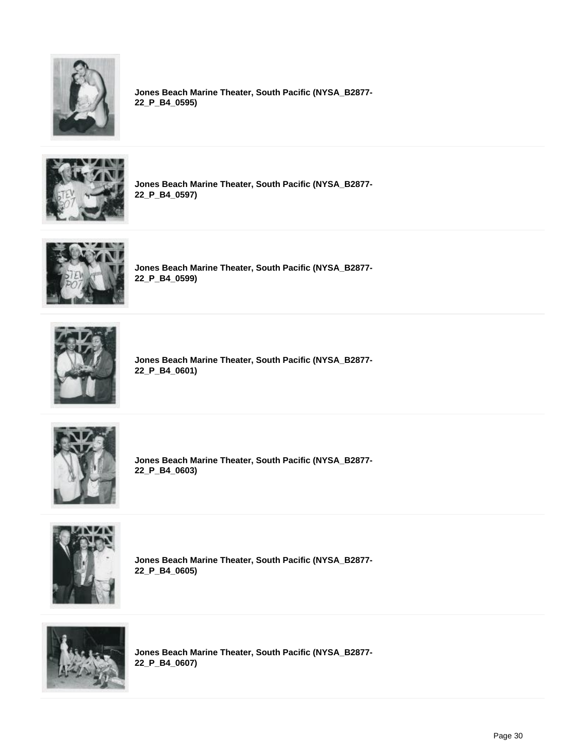**Jones Beach Marine Theater, South Pacific (NYSA_B2877-22_P_B4_0595)**

**Jones Beach Marine Theater, South Pacific (NYSA_B2877-22_P_B4_0597)**

**Jones Beach Marine Theater, South Pacific (NYSA_B2877-22_P_B4_0599)**

**Jones Beach Marine Theater, South Pacific (NYSA_B2877-22_P_B4_0601)**

**Jones Beach Marine Theater, South Pacific (NYSA_B2877-22_P_B4_0603)**

**Jones Beach Marine Theater, South Pacific (NYSA_B2877-22_P_B4_0605)**

**Jones Beach Marine Theater, South Pacific (NYSA_B2877-22_P_B4_0607)**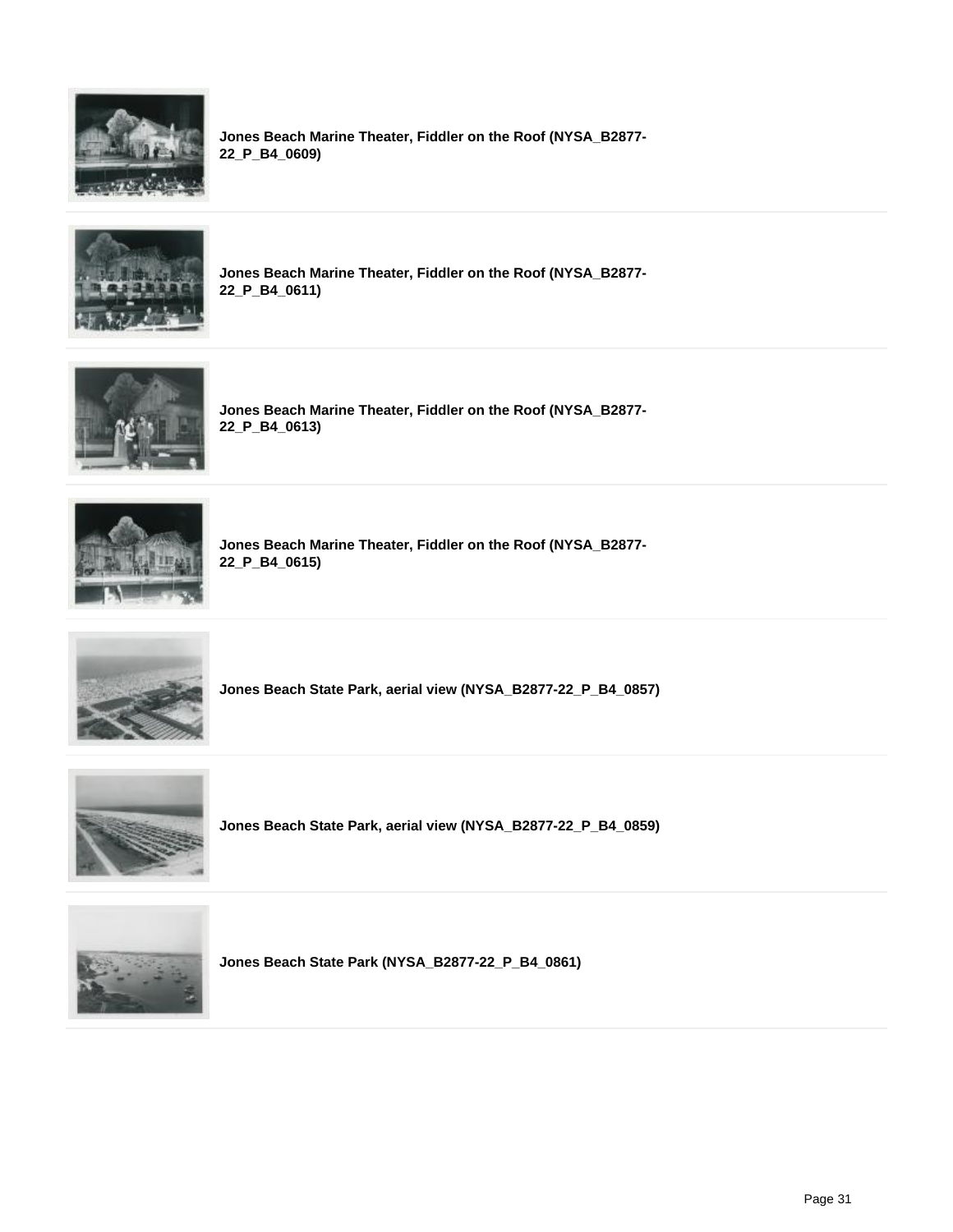**Jones Beach Marine Theater, Fiddler on the Roof (NYSA_B2877-22_P_B4_0609)**

**Jones Beach Marine Theater, Fiddler on the Roof (NYSA_B2877-22_P_B4_0611)**

**Jones Beach Marine Theater, Fiddler on the Roof (NYSA_B2877-22_P_B4_0613)**

**Jones Beach Marine Theater, Fiddler on the Roof (NYSA_B2877-22_P_B4_0615)**

**Jones Beach State Park, aerial view (NYSA_B2877-22_P_B4_0857)**

**Jones Beach State Park, aerial view (NYSA_B2877-22_P_B4_0859)**

**Jones Beach State Park (NYSA_B2877-22_P_B4_0861)**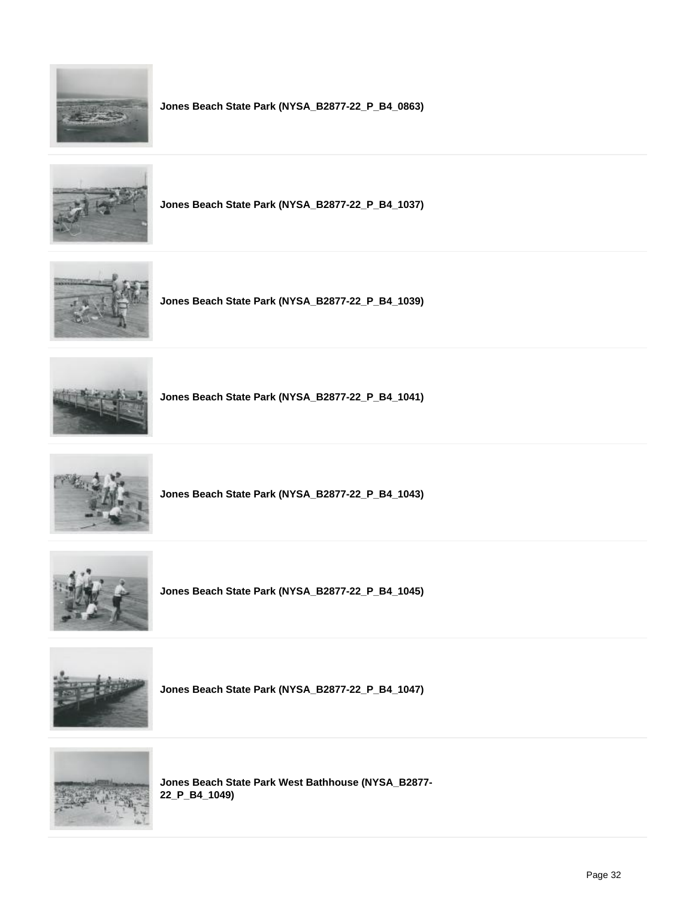**Jones Beach State Park (NYSA_B2877-22_P_B4_0863)**

**Jones Beach State Park (NYSA_B2877-22_P_B4_1037)**

**Jones Beach State Park (NYSA_B2877-22_P_B4_1039)**

**Jones Beach State Park (NYSA_B2877-22_P_B4_1041)**

**Jones Beach State Park (NYSA_B2877-22_P_B4_1043)**

**Jones Beach State Park (NYSA_B2877-22_P_B4_1045)**

**Jones Beach State Park (NYSA_B2877-22_P_B4_1047)**

**Jones Beach State Park West Bathhouse (NYSA_B2877-22_P_B4_1049)**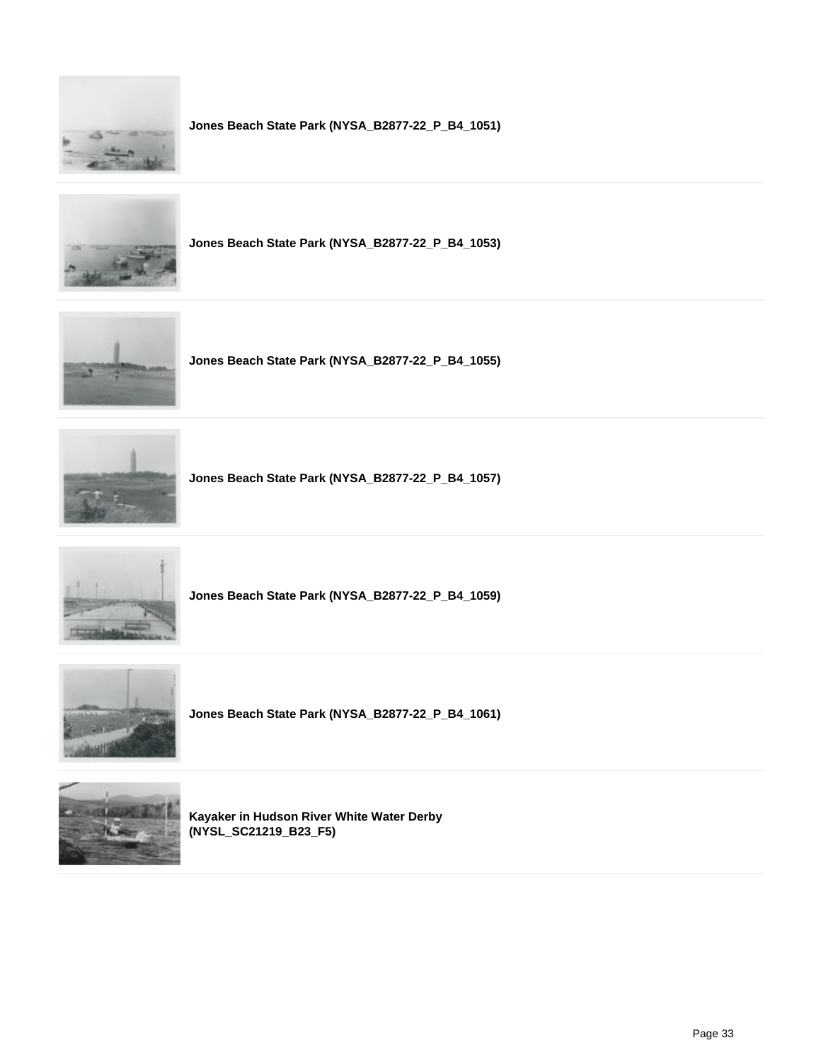**Jones Beach State Park (NYSA_B2877-22_P_B4_1051)**

**Jones Beach State Park (NYSA_B2877-22_P_B4_1053)**

**Jones Beach State Park (NYSA_B2877-22_P_B4_1055)**

**Jones Beach State Park (NYSA_B2877-22_P_B4_1057)**

**Jones Beach State Park (NYSA_B2877-22_P_B4_1059)**

**Jones Beach State Park (NYSA_B2877-22_P_B4_1061)**

**Kayaker in Hudson River White Water Derby (NYSL_SC21219_B23_F5)**